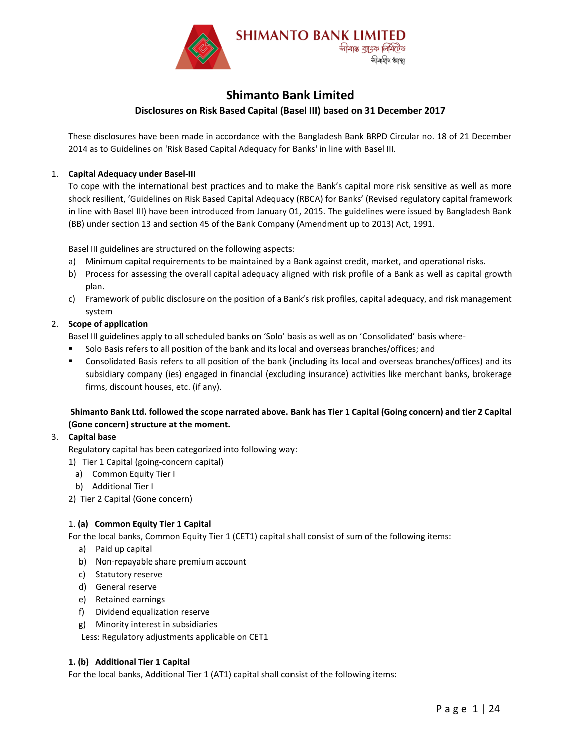# Shimanto Bank Limited

## Disclosures on Risk Based Capital (Basel III) based on 31 December 2017

These disclosures have been made in accordance with the Bangladesh Bank BRPD Circular no. 18 of 21 December 2014 as to Guidelines on 'Risk Based Capital Adequacy for Banks' in line with Basel III.

1. **Capital Adequacy under Basel-III**

   To cope with the international best practices and to make the Bank's capital more risk sensitive as well as more shock resilient, 'Guidelines on Risk Based Capital Adequacy (RBCA) for Banks' (Revised regulatory capital framework in line with Basel III) have been introduced from January 01, 2015. The guidelines were issued by Bangladesh Bank (BB) under section 13 and section 45 of the Bank Company (Amendment up to 2013) Act, 1991.

   Basel III guidelines are structured on the following aspects:

   a) Minimum capital requirements to be maintained by a Bank against credit, market, and operational risks.
   b) Process for assessing the overall capital adequacy aligned with risk profile of a Bank as well as capital growth plan.
   c) Framework of public disclosure on the position of a Bank's risk profiles, capital adequacy, and risk management system

2. **Scope of application**

   Basel III guidelines apply to all scheduled banks on 'Solo' basis as well as on 'Consolidated' basis where-

   - Solo Basis refers to all position of the bank and its local and overseas branches/offices; and
   - Consolidated Basis refers to all position of the bank (including its local and overseas branches/offices) and its subsidiary company (ies) engaged in financial (excluding insurance) activities like merchant banks, brokerage firms, discount houses, etc. (if any).

   **Shimanto Bank Ltd. followed the scope narrated above. Bank has Tier 1 Capital (Going concern) and tier 2 Capital (Gone concern) structure at the moment.**

3. **Capital base**

   Regulatory capital has been categorized into following way:

   1) Tier 1 Capital (going-concern capital)
      a) Common Equity Tier I
      b) Additional Tier I
   2) Tier 2 Capital (Gone concern)

   1. **(a) Common Equity Tier 1 Capital**

   For the local banks, Common Equity Tier 1 (CET1) capital shall consist of sum of the following items:

   a) Paid up capital
   b) Non-repayable share premium account
   c) Statutory reserve
   d) General reserve
   e) Retained earnings
   f) Dividend equalization reserve
   g) Minority interest in subsidiaries

   Less: Regulatory adjustments applicable on CET1

   **1. (b) Additional Tier 1 Capital**

   For the local banks, Additional Tier 1 (AT1) capital shall consist of the following items: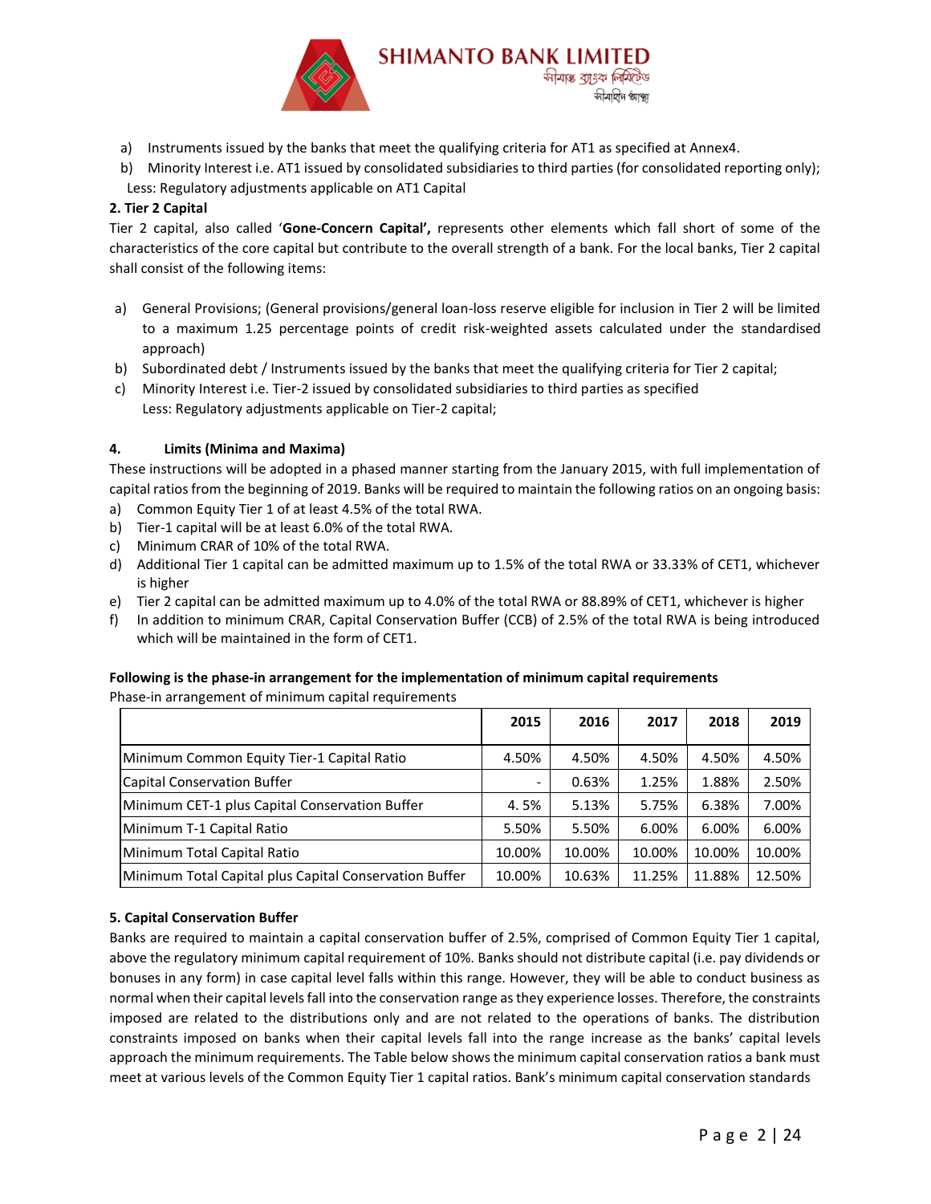a) Instruments issued by the banks that meet the qualifying criteria for AT1 as specified at Annex4.

b) Minority Interest i.e. AT1 issued by consolidated subsidiaries to third parties (for consolidated reporting only);

Less: Regulatory adjustments applicable on AT1 Capital

**2. Tier 2 Capital**

Tier 2 capital, also called '**Gone-Concern Capital',** represents other elements which fall short of some of the characteristics of the core capital but contribute to the overall strength of a bank. For the local banks, Tier 2 capital shall consist of the following items:

a) General Provisions; (General provisions/general loan-loss reserve eligible for inclusion in Tier 2 will be limited to a maximum 1.25 percentage points of credit risk-weighted assets calculated under the standardised approach)

b) Subordinated debt / Instruments issued by the banks that meet the qualifying criteria for Tier 2 capital;

c) Minority Interest i.e. Tier-2 issued by consolidated subsidiaries to third parties as specified

Less: Regulatory adjustments applicable on Tier-2 capital;

**4. Limits (Minima and Maxima)**

These instructions will be adopted in a phased manner starting from the January 2015, with full implementation of capital ratios from the beginning of 2019. Banks will be required to maintain the following ratios on an ongoing basis:

a) Common Equity Tier 1 of at least 4.5% of the total RWA.

b) Tier-1 capital will be at least 6.0% of the total RWA.

c) Minimum CRAR of 10% of the total RWA.

d) Additional Tier 1 capital can be admitted maximum up to 1.5% of the total RWA or 33.33% of CET1, whichever is higher

e) Tier 2 capital can be admitted maximum up to 4.0% of the total RWA or 88.89% of CET1, whichever is higher

f) In addition to minimum CRAR, Capital Conservation Buffer (CCB) of 2.5% of the total RWA is being introduced which will be maintained in the form of CET1.

**Following is the phase-in arrangement for the implementation of minimum capital requirements**

Phase-in arrangement of minimum capital requirements

| | 2015 | 2016 | 2017 | 2018 | 2019 |
|---|---|---|---|---|---|
| Minimum Common Equity Tier-1 Capital Ratio | 4.50% | 4.50% | 4.50% | 4.50% | 4.50% |
| Capital Conservation Buffer | - | 0.63% | 1.25% | 1.88% | 2.50% |
| Minimum CET-1 plus Capital Conservation Buffer | 4. 5% | 5.13% | 5.75% | 6.38% | 7.00% |
| Minimum T-1 Capital Ratio | 5.50% | 5.50% | 6.00% | 6.00% | 6.00% |
| Minimum Total Capital Ratio | 10.00% | 10.00% | 10.00% | 10.00% | 10.00% |
| Minimum Total Capital plus Capital Conservation Buffer | 10.00% | 10.63% | 11.25% | 11.88% | 12.50% |

**5. Capital Conservation Buffer**

Banks are required to maintain a capital conservation buffer of 2.5%, comprised of Common Equity Tier 1 capital, above the regulatory minimum capital requirement of 10%. Banks should not distribute capital (i.e. pay dividends or bonuses in any form) in case capital level falls within this range. However, they will be able to conduct business as normal when their capital levels fall into the conservation range as they experience losses. Therefore, the constraints imposed are related to the distributions only and are not related to the operations of banks. The distribution constraints imposed on banks when their capital levels fall into the range increase as the banks' capital levels approach the minimum requirements. The Table below shows the minimum capital conservation ratios a bank must meet at various levels of the Common Equity Tier 1 capital ratios. Bank's minimum capital conservation standards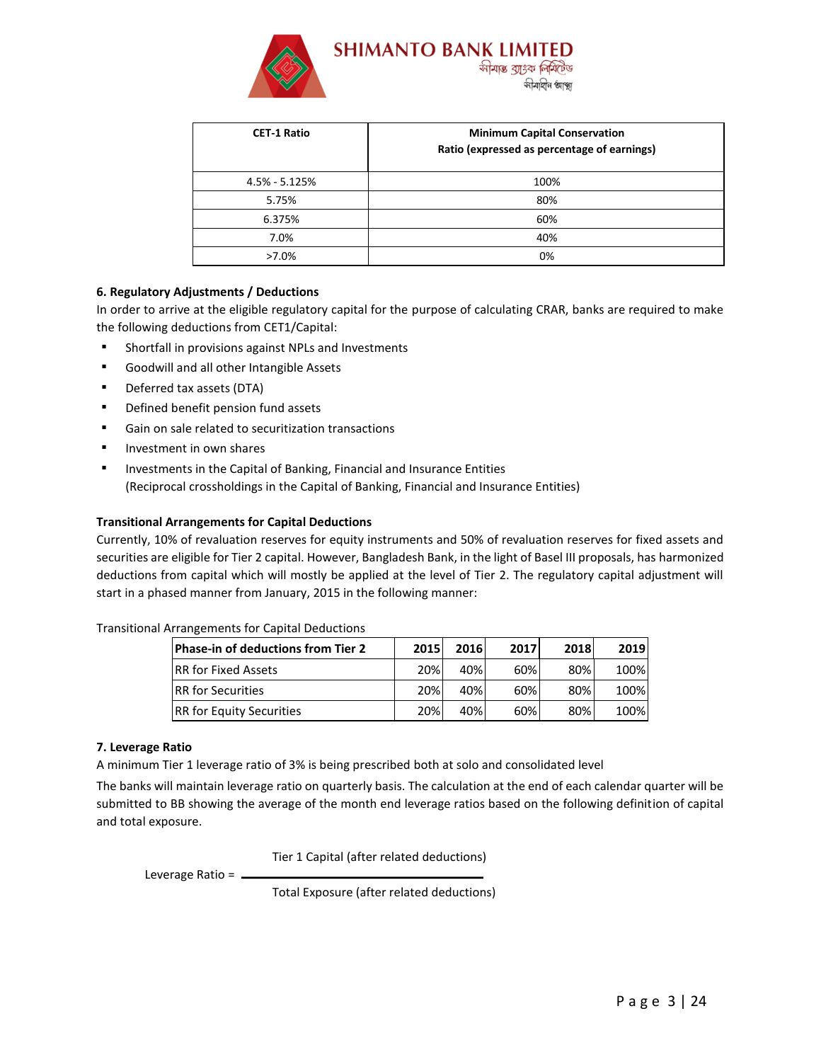| CET-1 Ratio | Minimum Capital Conservation Ratio (expressed as percentage of earnings) |
| --- | --- |
| 4.5% - 5.125% | 100% |
| 5.75% | 80% |
| 6.375% | 60% |
| 7.0% | 40% |
| >7.0% | 0% |

### 6. Regulatory Adjustments / Deductions

In order to arrive at the eligible regulatory capital for the purpose of calculating CRAR, banks are required to make the following deductions from CET1/Capital:

- Shortfall in provisions against NPLs and Investments
- Goodwill and all other Intangible Assets
- Deferred tax assets (DTA)
- Defined benefit pension fund assets
- Gain on sale related to securitization transactions
- Investment in own shares
- Investments in the Capital of Banking, Financial and Insurance Entities
  (Reciprocal crossholdings in the Capital of Banking, Financial and Insurance Entities)

**Transitional Arrangements for Capital Deductions**

Currently, 10% of revaluation reserves for equity instruments and 50% of revaluation reserves for fixed assets and securities are eligible for Tier 2 capital. However, Bangladesh Bank, in the light of Basel III proposals, has harmonized deductions from capital which will mostly be applied at the level of Tier 2. The regulatory capital adjustment will start in a phased manner from January, 2015 in the following manner:

Transitional Arrangements for Capital Deductions

| Phase-in of deductions from Tier 2 | 2015 | 2016 | 2017 | 2018 | 2019 |
| --- | --- | --- | --- | --- | --- |
| RR for Fixed Assets | 20% | 40% | 60% | 80% | 100% |
| RR for Securities | 20% | 40% | 60% | 80% | 100% |
| RR for Equity Securities | 20% | 40% | 60% | 80% | 100% |

### 7. Leverage Ratio

A minimum Tier 1 leverage ratio of 3% is being prescribed both at solo and consolidated level

The banks will maintain leverage ratio on quarterly basis. The calculation at the end of each calendar quarter will be submitted to BB showing the average of the month end leverage ratios based on the following definition of capital and total exposure.

$$\text{Leverage Ratio} = \frac{\text{Tier 1 Capital (after related deductions)}}{\text{Total Exposure (after related deductions)}}$$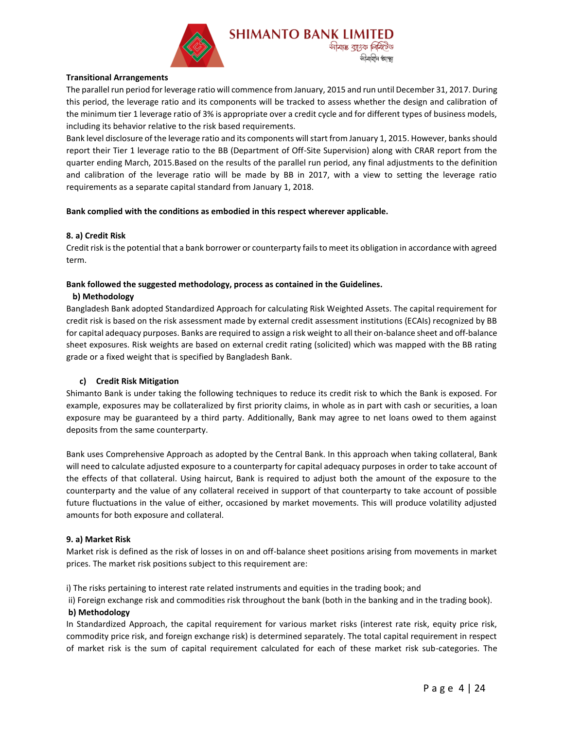**Transitional Arrangements**

The parallel run period for leverage ratio will commence from January, 2015 and run until December 31, 2017. During this period, the leverage ratio and its components will be tracked to assess whether the design and calibration of the minimum tier 1 leverage ratio of 3% is appropriate over a credit cycle and for different types of business models, including its behavior relative to the risk based requirements.

Bank level disclosure of the leverage ratio and its components will start from January 1, 2015. However, banks should report their Tier 1 leverage ratio to the BB (Department of Off-Site Supervision) along with CRAR report from the quarter ending March, 2015.Based on the results of the parallel run period, any final adjustments to the definition and calibration of the leverage ratio will be made by BB in 2017, with a view to setting the leverage ratio requirements as a separate capital standard from January 1, 2018.

**Bank complied with the conditions as embodied in this respect wherever applicable.**

**8. a) Credit Risk**

Credit risk is the potential that a bank borrower or counterparty fails to meet its obligation in accordance with agreed term.

**Bank followed the suggested methodology, process as contained in the Guidelines.**

**b) Methodology**

Bangladesh Bank adopted Standardized Approach for calculating Risk Weighted Assets. The capital requirement for credit risk is based on the risk assessment made by external credit assessment institutions (ECAIs) recognized by BB for capital adequacy purposes. Banks are required to assign a risk weight to all their on-balance sheet and off-balance sheet exposures. Risk weights are based on external credit rating (solicited) which was mapped with the BB rating grade or a fixed weight that is specified by Bangladesh Bank.

**c) Credit Risk Mitigation**

Shimanto Bank is under taking the following techniques to reduce its credit risk to which the Bank is exposed. For example, exposures may be collateralized by first priority claims, in whole as in part with cash or securities, a loan exposure may be guaranteed by a third party. Additionally, Bank may agree to net loans owed to them against deposits from the same counterparty.

Bank uses Comprehensive Approach as adopted by the Central Bank. In this approach when taking collateral, Bank will need to calculate adjusted exposure to a counterparty for capital adequacy purposes in order to take account of the effects of that collateral. Using haircut, Bank is required to adjust both the amount of the exposure to the counterparty and the value of any collateral received in support of that counterparty to take account of possible future fluctuations in the value of either, occasioned by market movements. This will produce volatility adjusted amounts for both exposure and collateral.

**9. a) Market Risk**

Market risk is defined as the risk of losses in on and off-balance sheet positions arising from movements in market prices. The market risk positions subject to this requirement are:

i) The risks pertaining to interest rate related instruments and equities in the trading book; and

ii) Foreign exchange risk and commodities risk throughout the bank (both in the banking and in the trading book).

**b) Methodology**

In Standardized Approach, the capital requirement for various market risks (interest rate risk, equity price risk, commodity price risk, and foreign exchange risk) is determined separately. The total capital requirement in respect of market risk is the sum of capital requirement calculated for each of these market risk sub-categories. The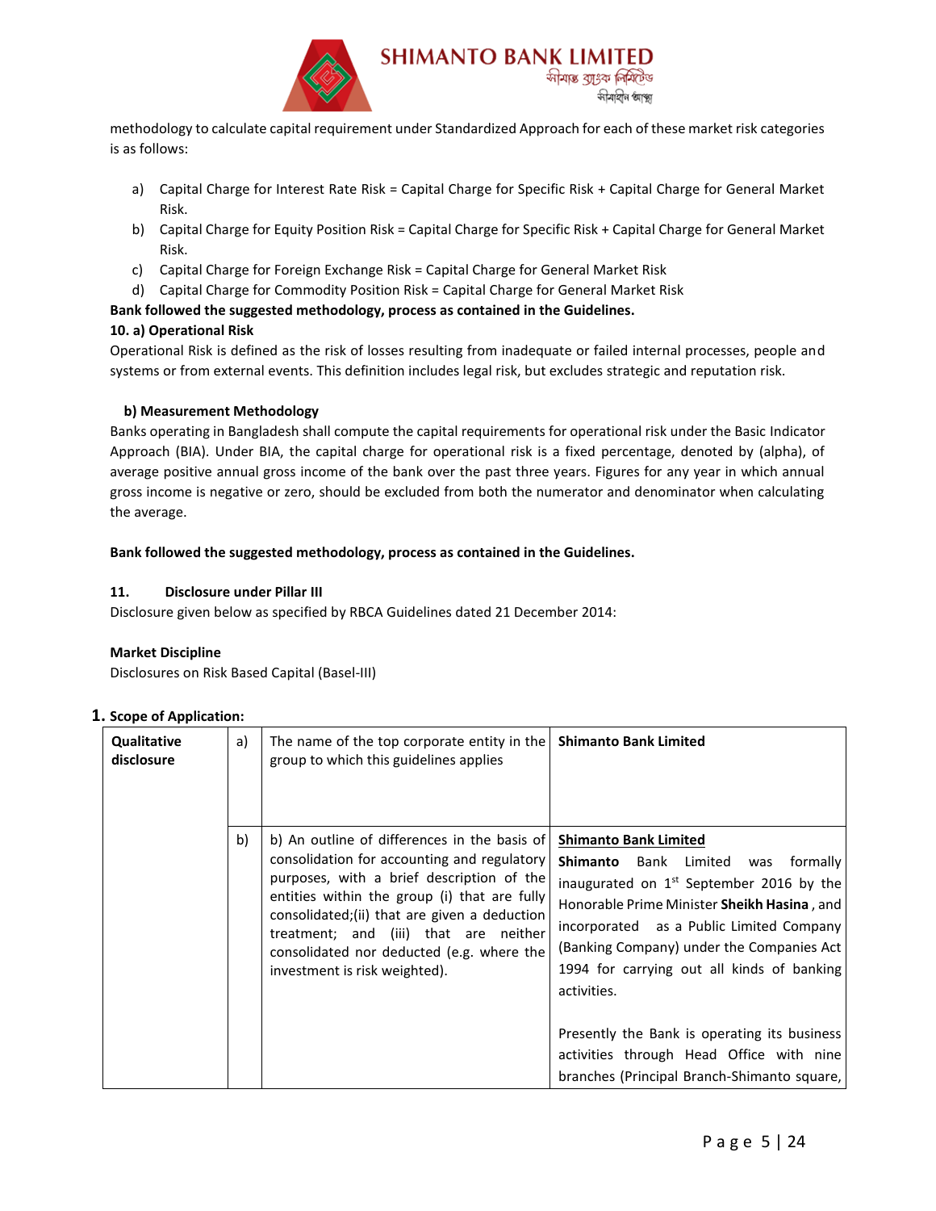methodology to calculate capital requirement under Standardized Approach for each of these market risk categories is as follows:

a) Capital Charge for Interest Rate Risk = Capital Charge for Specific Risk + Capital Charge for General Market Risk.
b) Capital Charge for Equity Position Risk = Capital Charge for Specific Risk + Capital Charge for General Market Risk.
c) Capital Charge for Foreign Exchange Risk = Capital Charge for General Market Risk
d) Capital Charge for Commodity Position Risk = Capital Charge for General Market Risk

**Bank followed the suggested methodology, process as contained in the Guidelines.**

**10. a) Operational Risk**

Operational Risk is defined as the risk of losses resulting from inadequate or failed internal processes, people and systems or from external events. This definition includes legal risk, but excludes strategic and reputation risk.

**b) Measurement Methodology**

Banks operating in Bangladesh shall compute the capital requirements for operational risk under the Basic Indicator Approach (BIA). Under BIA, the capital charge for operational risk is a fixed percentage, denoted by (alpha), of average positive annual gross income of the bank over the past three years. Figures for any year in which annual gross income is negative or zero, should be excluded from both the numerator and denominator when calculating the average.

**Bank followed the suggested methodology, process as contained in the Guidelines.**

**11. Disclosure under Pillar III**

Disclosure given below as specified by RBCA Guidelines dated 21 December 2014:

**Market Discipline**

Disclosures on Risk Based Capital (Basel-III)

**1. Scope of Application:**

| | | | |
|---|---|---|---|
| **Qualitative disclosure** | a) | The name of the top corporate entity in the group to which this guidelines applies | **Shimanto Bank Limited** |
| | b) | b) An outline of differences in the basis of consolidation for accounting and regulatory purposes, with a brief description of the entities within the group (i) that are fully consolidated;(ii) that are given a deduction treatment; and (iii) that are neither consolidated nor deducted (e.g. where the investment is risk weighted). | **Shimanto Bank Limited**<br><br>**Shimanto** Bank Limited was formally inaugurated on 1st September 2016 by the Honorable Prime Minister **Sheikh Hasina** , and incorporated as a Public Limited Company (Banking Company) under the Companies Act 1994 for carrying out all kinds of banking activities.<br><br>Presently the Bank is operating its business activities through Head Office with nine branches (Principal Branch-Shimanto square, |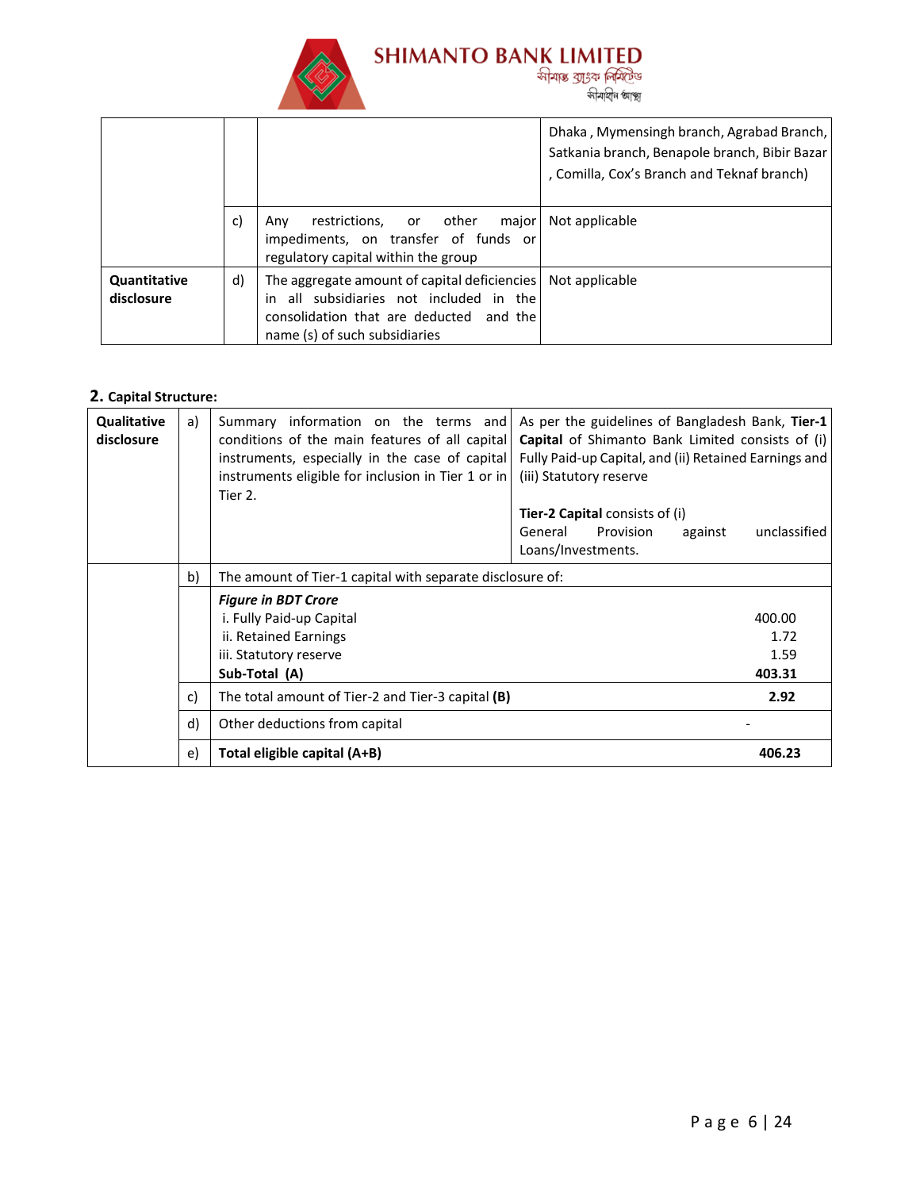| | | | |
|---|---|---|---|
| | | | Dhaka , Mymensingh branch, Agrabad Branch, Satkania branch, Benapole branch, Bibir Bazar , Comilla, Cox's Branch and Teknaf branch) |
| | c) | Any restrictions, or other major impediments, on transfer of funds or regulatory capital within the group | Not applicable |
| **Quantitative disclosure** | d) | The aggregate amount of capital deficiencies in all subsidiaries not included in the consolidation that are deducted and the name (s) of such subsidiaries | Not applicable |

## 2. Capital Structure:

| | | | |
|---|---|---|---|
| **Qualitative disclosure** | a) | Summary information on the terms and conditions of the main features of all capital instruments, especially in the case of capital instruments eligible for inclusion in Tier 1 or in Tier 2. | As per the guidelines of Bangladesh Bank, **Tier-1 Capital** of Shimanto Bank Limited consists of (i) Fully Paid-up Capital, and (ii) Retained Earnings and (iii) Statutory reserve<br><br>**Tier-2 Capital** consists of (i) General Provision against unclassified Loans/Investments. |
| | b) | The amount of Tier-1 capital with separate disclosure of: | |
| | | ***Figure in BDT Crore*** | |
| | | i. Fully Paid-up Capital | 400.00 |
| | | ii. Retained Earnings | 1.72 |
| | | iii. Statutory reserve | 1.59 |
| | | **Sub-Total (A)** | **403.31** |
| | c) | The total amount of Tier-2 and Tier-3 capital **(B)** | **2.92** |
| | d) | Other deductions from capital | - |
| | e) | **Total eligible capital (A+B)** | **406.23** |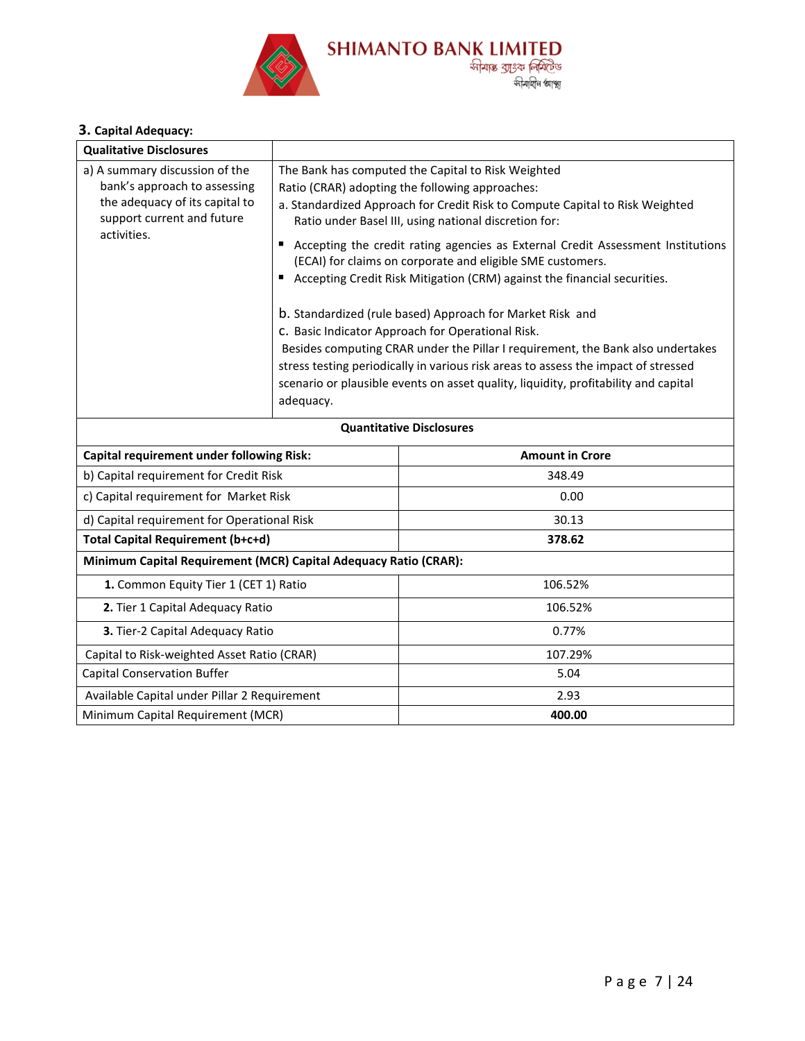## 3. Capital Adequacy:

| Qualitative Disclosures | |
|---|---|
| a) A summary discussion of the bank's approach to assessing the adequacy of its capital to support current and future activities. | The Bank has computed the Capital to Risk Weighted Ratio (CRAR) adopting the following approaches:<br>a. Standardized Approach for Credit Risk to Compute Capital to Risk Weighted Ratio under Basel III, using national discretion for:<br>▪ Accepting the credit rating agencies as External Credit Assessment Institutions (ECAI) for claims on corporate and eligible SME customers.<br>▪ Accepting Credit Risk Mitigation (CRM) against the financial securities.<br><br>b. Standardized (rule based) Approach for Market Risk and<br>c. Basic Indicator Approach for Operational Risk.<br>Besides computing CRAR under the Pillar I requirement, the Bank also undertakes stress testing periodically in various risk areas to assess the impact of stressed scenario or plausible events on asset quality, liquidity, profitability and capital adequacy. |

**Quantitative Disclosures**

| **Capital requirement under following Risk:** | **Amount in Crore** |
|---|---|
| b) Capital requirement for Credit Risk | 348.49 |
| c) Capital requirement for Market Risk | 0.00 |
| d) Capital requirement for Operational Risk | 30.13 |
| **Total Capital Requirement (b+c+d)** | **378.62** |
| **Minimum Capital Requirement (MCR) Capital Adequacy Ratio (CRAR):** | |
| **1.** Common Equity Tier 1 (CET 1) Ratio | 106.52% |
| **2.** Tier 1 Capital Adequacy Ratio | 106.52% |
| **3.** Tier-2 Capital Adequacy Ratio | 0.77% |
| Capital to Risk-weighted Asset Ratio (CRAR) | 107.29% |
| Capital Conservation Buffer | 5.04 |
| Available Capital under Pillar 2 Requirement | 2.93 |
| Minimum Capital Requirement (MCR) | **400.00** |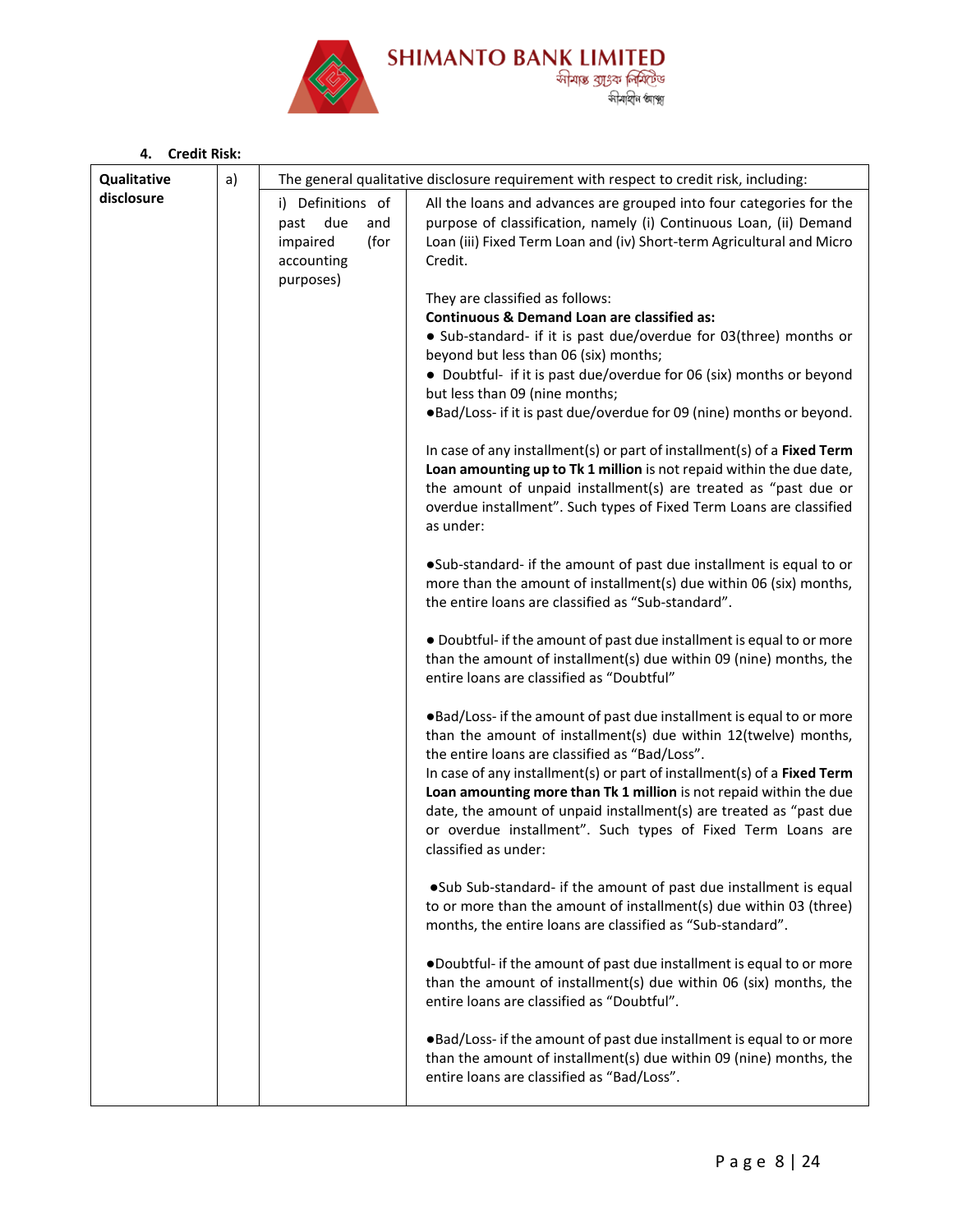### 4. Credit Risk:

| Qualitative disclosure | a) | The general qualitative disclosure requirement with respect to credit risk, including: | |
|---|---|---|---|
| | | i) Definitions of past due and impaired (for accounting purposes) | All the loans and advances are grouped into four categories for the purpose of classification, namely (i) Continuous Loan, (ii) Demand Loan (iii) Fixed Term Loan and (iv) Short-term Agricultural and Micro Credit.<br><br>They are classified as follows:<br>**Continuous & Demand Loan are classified as:**<br>● Sub-standard- if it is past due/overdue for 03(three) months or beyond but less than 06 (six) months;<br>● Doubtful- if it is past due/overdue for 06 (six) months or beyond but less than 09 (nine months;<br>●Bad/Loss- if it is past due/overdue for 09 (nine) months or beyond.<br><br>In case of any installment(s) or part of installment(s) of a **Fixed Term Loan amounting up to Tk 1 million** is not repaid within the due date, the amount of unpaid installment(s) are treated as "past due or overdue installment". Such types of Fixed Term Loans are classified as under:<br><br>●Sub-standard- if the amount of past due installment is equal to or more than the amount of installment(s) due within 06 (six) months, the entire loans are classified as "Sub-standard".<br><br>● Doubtful- if the amount of past due installment is equal to or more than the amount of installment(s) due within 09 (nine) months, the entire loans are classified as "Doubtful"<br><br>●Bad/Loss- if the amount of past due installment is equal to or more than the amount of installment(s) due within 12(twelve) months, the entire loans are classified as "Bad/Loss".<br>In case of any installment(s) or part of installment(s) of a **Fixed Term Loan amounting more than Tk 1 million** is not repaid within the due date, the amount of unpaid installment(s) are treated as "past due or overdue installment". Such types of Fixed Term Loans are classified as under:<br><br>●Sub Sub-standard- if the amount of past due installment is equal to or more than the amount of installment(s) due within 03 (three) months, the entire loans are classified as "Sub-standard".<br><br>●Doubtful- if the amount of past due installment is equal to or more than the amount of installment(s) due within 06 (six) months, the entire loans are classified as "Doubtful".<br><br>●Bad/Loss- if the amount of past due installment is equal to or more than the amount of installment(s) due within 09 (nine) months, the entire loans are classified as "Bad/Loss". |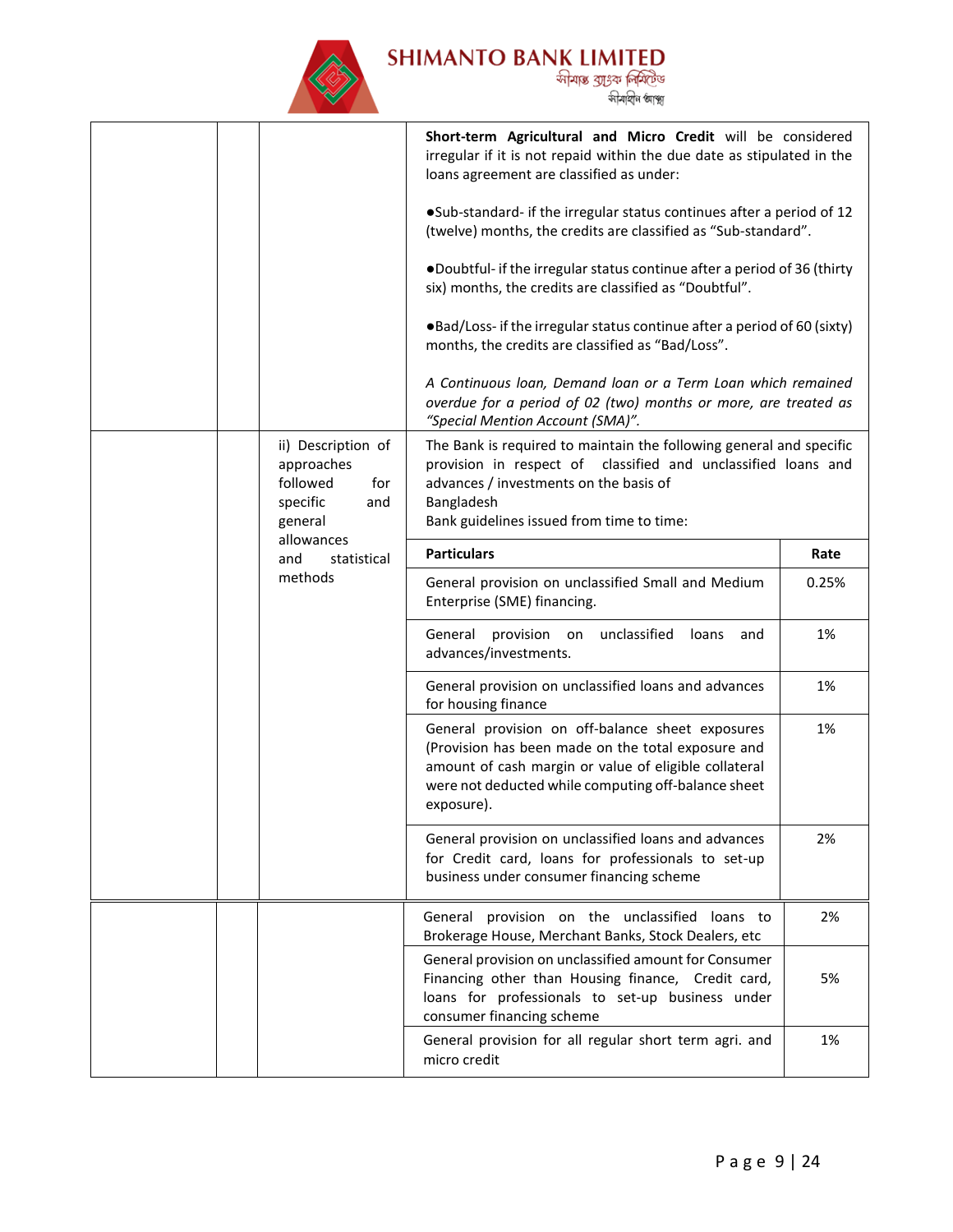| | | | |
|---|---|---|---|
| | | | **Short-term Agricultural and Micro Credit** will be considered irregular if it is not repaid within the due date as stipulated in the loans agreement are classified as under:<br><br>●Sub-standard- if the irregular status continues after a period of 12 (twelve) months, the credits are classified as "Sub-standard".<br><br>●Doubtful- if the irregular status continue after a period of 36 (thirty six) months, the credits are classified as "Doubtful".<br><br>●Bad/Loss- if the irregular status continue after a period of 60 (sixty) months, the credits are classified as "Bad/Loss".<br><br>*A Continuous loan, Demand loan or a Term Loan which remained overdue for a period of 02 (two) months or more, are treated as "Special Mention Account (SMA)".* |
| | | ii) Description of approaches followed for specific and general allowances and statistical methods | The Bank is required to maintain the following general and specific provision in respect of classified and unclassified loans and advances / investments on the basis of Bangladesh Bank guidelines issued from time to time: |

| Particulars | Rate |
|---|---|
| General provision on unclassified Small and Medium Enterprise (SME) financing. | 0.25% |
| General provision on unclassified loans and advances/investments. | 1% |
| General provision on unclassified loans and advances for housing finance | 1% |
| General provision on off-balance sheet exposures (Provision has been made on the total exposure and amount of cash margin or value of eligible collateral were not deducted while computing off-balance sheet exposure). | 1% |
| General provision on unclassified loans and advances for Credit card, loans for professionals to set-up business under consumer financing scheme | 2% |
| General provision on the unclassified loans to Brokerage House, Merchant Banks, Stock Dealers, etc | 2% |
| General provision on unclassified amount for Consumer Financing other than Housing finance, Credit card, loans for professionals to set-up business under consumer financing scheme | 5% |
| General provision for all regular short term agri. and micro credit | 1% |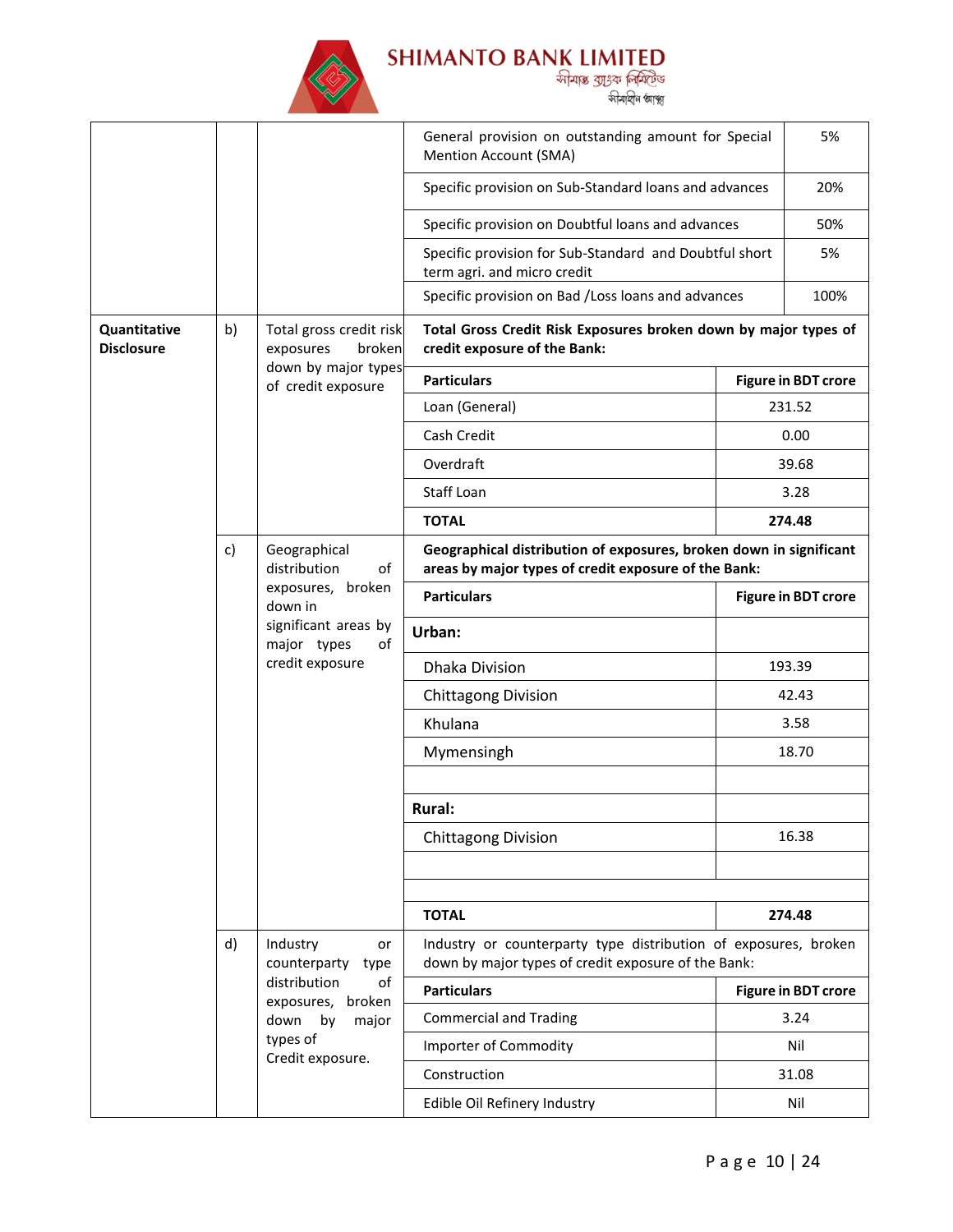| | | | | |
|---|---|---|---|---|
| | | | General provision on outstanding amount for Special Mention Account (SMA) | 5% |
| | | | Specific provision on Sub-Standard loans and advances | 20% |
| | | | Specific provision on Doubtful loans and advances | 50% |
| | | | Specific provision for Sub-Standard and Doubtful short term agri. and micro credit | 5% |
| | | | Specific provision on Bad /Loss loans and advances | 100% |
| **Quantitative Disclosure** | b) | Total gross credit risk exposures broken down by major types of credit exposure | **Total Gross Credit Risk Exposures broken down by major types of credit exposure of the Bank:** | |
| | | | **Particulars** | **Figure in BDT crore** |
| | | | Loan (General) | 231.52 |
| | | | Cash Credit | 0.00 |
| | | | Overdraft | 39.68 |
| | | | Staff Loan | 3.28 |
| | | | **TOTAL** | **274.48** |
| | c) | Geographical distribution of exposures, broken down in significant areas by major types of credit exposure | **Geographical distribution of exposures, broken down in significant areas by major types of credit exposure of the Bank:** | |
| | | | **Particulars** | **Figure in BDT crore** |
| | | | **Urban:** | |
| | | | Dhaka Division | 193.39 |
| | | | Chittagong Division | 42.43 |
| | | | Khulana | 3.58 |
| | | | Mymensingh | 18.70 |
| | | | | |
| | | | **Rural:** | |
| | | | Chittagong Division | 16.38 |
| | | | | |
| | | | | |
| | | | **TOTAL** | **274.48** |
| | d) | Industry or counterparty type distribution of exposures, broken down by major types of Credit exposure. | Industry or counterparty type distribution of exposures, broken down by major types of credit exposure of the Bank: | |
| | | | **Particulars** | **Figure in BDT crore** |
| | | | Commercial and Trading | 3.24 |
| | | | Importer of Commodity | Nil |
| | | | Construction | 31.08 |
| | | | Edible Oil Refinery Industry | Nil |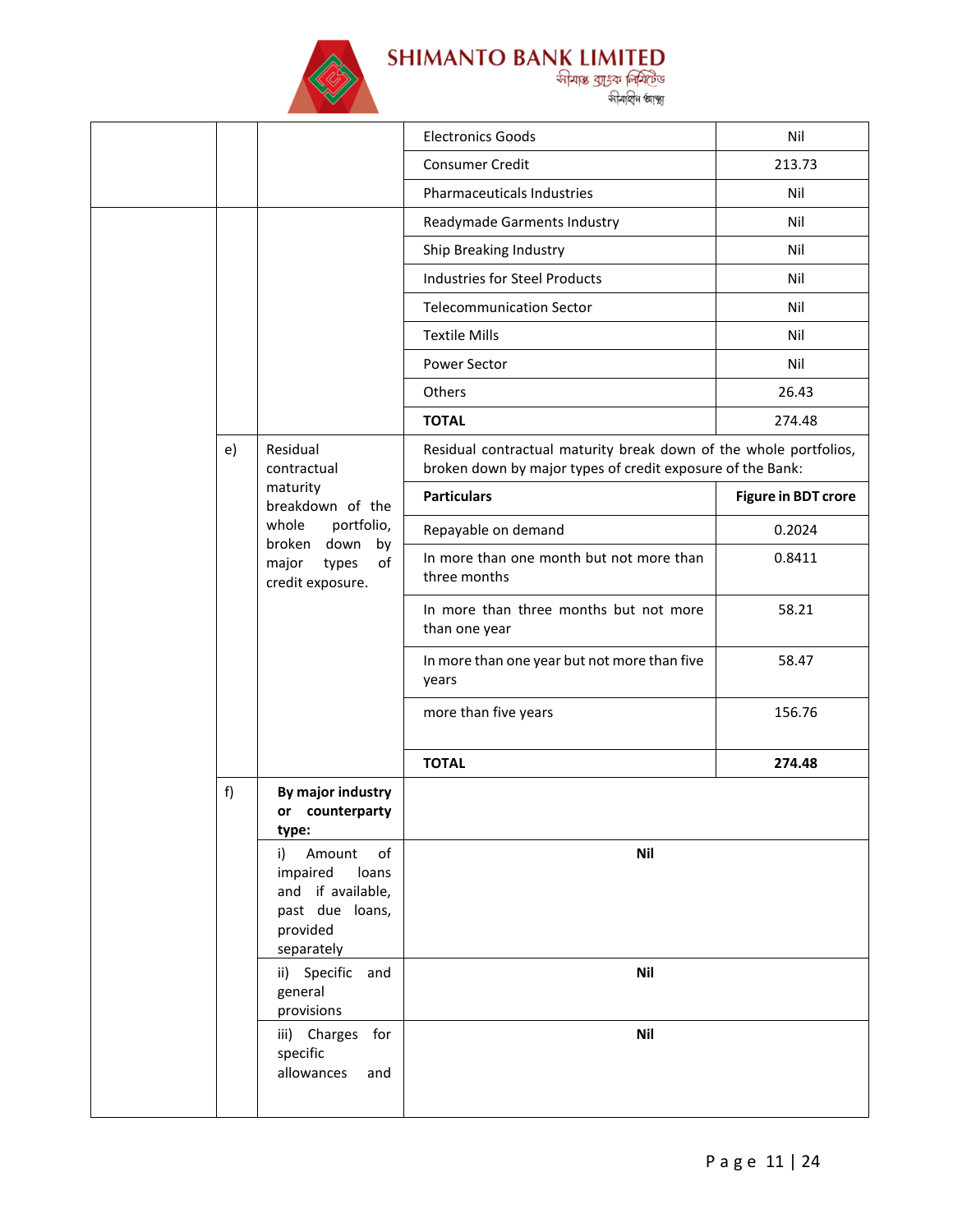| | | | | |
|---|---|---|---|---|
| | | | Electronics Goods | Nil |
| | | | Consumer Credit | 213.73 |
| | | | Pharmaceuticals Industries | Nil |
| | | | Readymade Garments Industry | Nil |
| | | | Ship Breaking Industry | Nil |
| | | | Industries for Steel Products | Nil |
| | | | Telecommunication Sector | Nil |
| | | | Textile Mills | Nil |
| | | | Power Sector | Nil |
| | | | Others | 26.43 |
| | | | **TOTAL** | 274.48 |
| | e) | Residual contractual maturity breakdown of the whole portfolio, broken down by major types of credit exposure. | Residual contractual maturity break down of the whole portfolios, broken down by major types of credit exposure of the Bank: | |
| | | | **Particulars** | **Figure in BDT crore** |
| | | | Repayable on demand | 0.2024 |
| | | | In more than one month but not more than three months | 0.8411 |
| | | | In more than three months but not more than one year | 58.21 |
| | | | In more than one year but not more than five years | 58.47 |
| | | | more than five years | 156.76 |
| | | | **TOTAL** | **274.48** |
| | f) | **By major industry or counterparty type:** | | |
| | | i) Amount of impaired loans and if available, past due loans, provided separately | **Nil** | |
| | | ii) Specific and general provisions | **Nil** | |
| | | iii) Charges for specific allowances and | **Nil** | |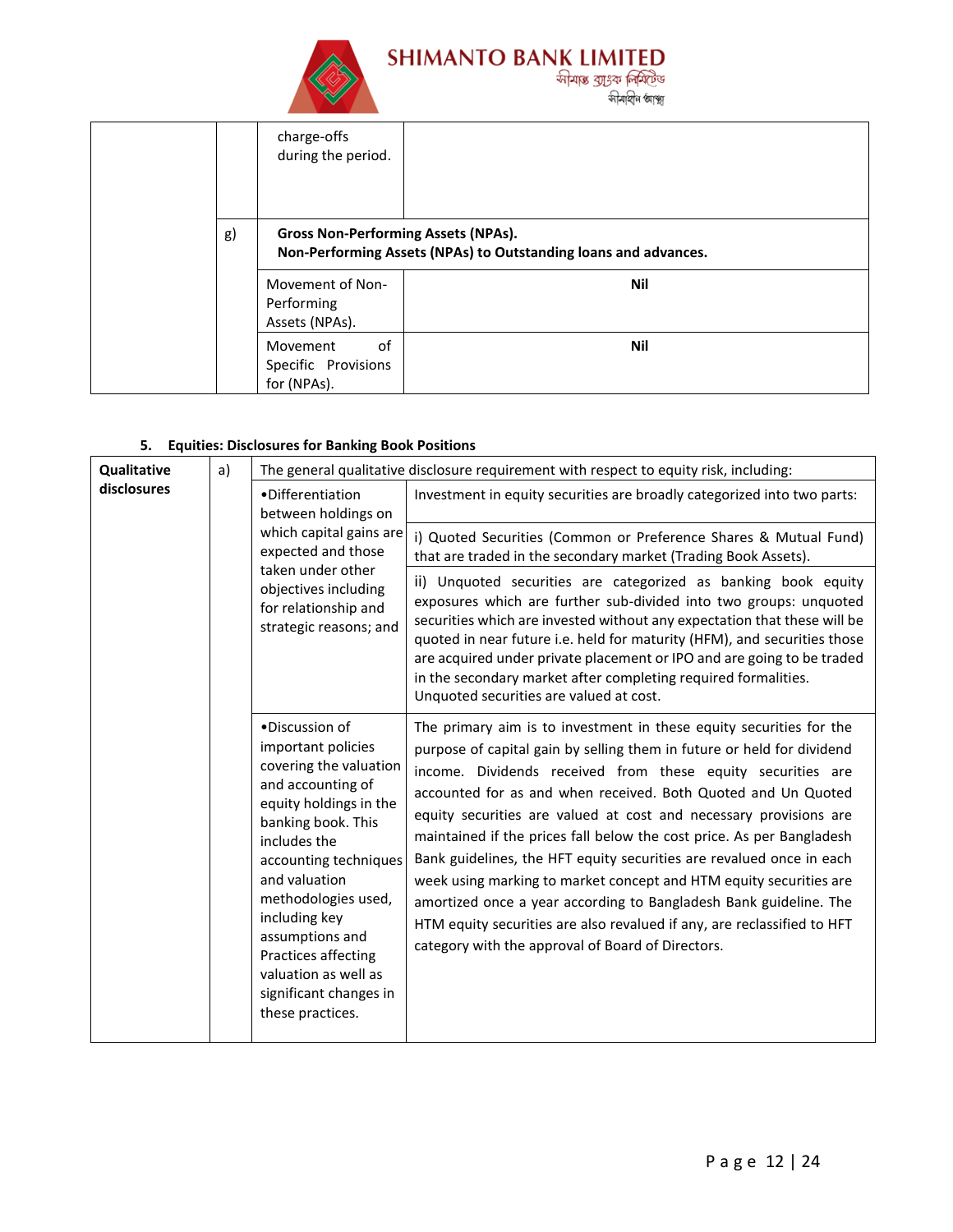|  |  |  |  |
|---|---|---|---|
|  |  | charge-offs during the period. |  |
|  | g) | **Gross Non-Performing Assets (NPAs).** **Non-Performing Assets (NPAs) to Outstanding loans and advances.** |  |
|  |  | Movement of Non-Performing Assets (NPAs). | **Nil** |
|  |  | Movement of Specific Provisions for (NPAs). | **Nil** |

### 5. Equities: Disclosures for Banking Book Positions

| **Qualitative disclosures** | a) | The general qualitative disclosure requirement with respect to equity risk, including: |  |
|---|---|---|---|
|  |  | •Differentiation between holdings on which capital gains are expected and those taken under other objectives including for relationship and strategic reasons; and | Investment in equity securities are broadly categorized into two parts: |
|  |  |  | i) Quoted Securities (Common or Preference Shares & Mutual Fund) that are traded in the secondary market (Trading Book Assets). |
|  |  |  | ii) Unquoted securities are categorized as banking book equity exposures which are further sub-divided into two groups: unquoted securities which are invested without any expectation that these will be quoted in near future i.e. held for maturity (HFM), and securities those are acquired under private placement or IPO and are going to be traded in the secondary market after completing required formalities. Unquoted securities are valued at cost. |
|  |  | •Discussion of important policies covering the valuation and accounting of equity holdings in the banking book. This includes the accounting techniques and valuation methodologies used, including key assumptions and Practices affecting valuation as well as significant changes in these practices. | The primary aim is to investment in these equity securities for the purpose of capital gain by selling them in future or held for dividend income. Dividends received from these equity securities are accounted for as and when received. Both Quoted and Un Quoted equity securities are valued at cost and necessary provisions are maintained if the prices fall below the cost price. As per Bangladesh Bank guidelines, the HFT equity securities are revalued once in each week using marking to market concept and HTM equity securities are amortized once a year according to Bangladesh Bank guideline. The HTM equity securities are also revalued if any, are reclassified to HFT category with the approval of Board of Directors. |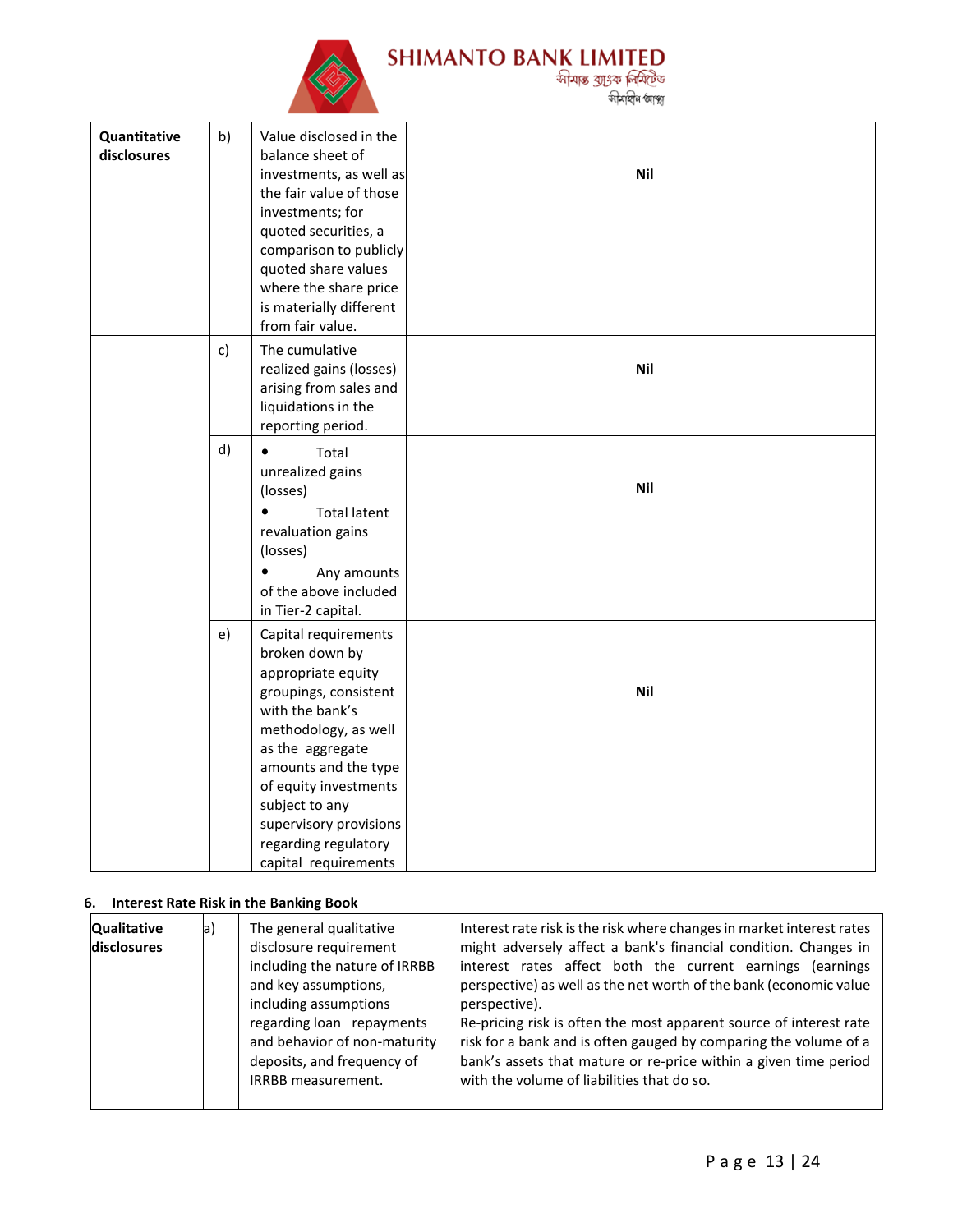| Quantitative disclosures | b) | Value disclosed in the balance sheet of investments, as well as the fair value of those investments; for quoted securities, a comparison to publicly quoted share values where the share price is materially different from fair value. | **Nil** |
|---|---|---|---|
| | c) | The cumulative realized gains (losses) arising from sales and liquidations in the reporting period. | **Nil** |
| | d) | • Total unrealized gains (losses) • Total latent revaluation gains (losses) • Any amounts of the above included in Tier-2 capital. | **Nil** |
| | e) | Capital requirements broken down by appropriate equity groupings, consistent with the bank's methodology, as well as the aggregate amounts and the type of equity investments subject to any supervisory provisions regarding regulatory capital requirements | **Nil** |

**6. Interest Rate Risk in the Banking Book**

| Qualitative disclosures | a) | The general qualitative disclosure requirement including the nature of IRRBB and key assumptions, including assumptions regarding loan repayments and behavior of non-maturity deposits, and frequency of IRRBB measurement. | Interest rate risk is the risk where changes in market interest rates might adversely affect a bank's financial condition. Changes in interest rates affect both the current earnings (earnings perspective) as well as the net worth of the bank (economic value perspective).<br>Re-pricing risk is often the most apparent source of interest rate risk for a bank and is often gauged by comparing the volume of a bank's assets that mature or re-price within a given time period with the volume of liabilities that do so. |
|---|---|---|---|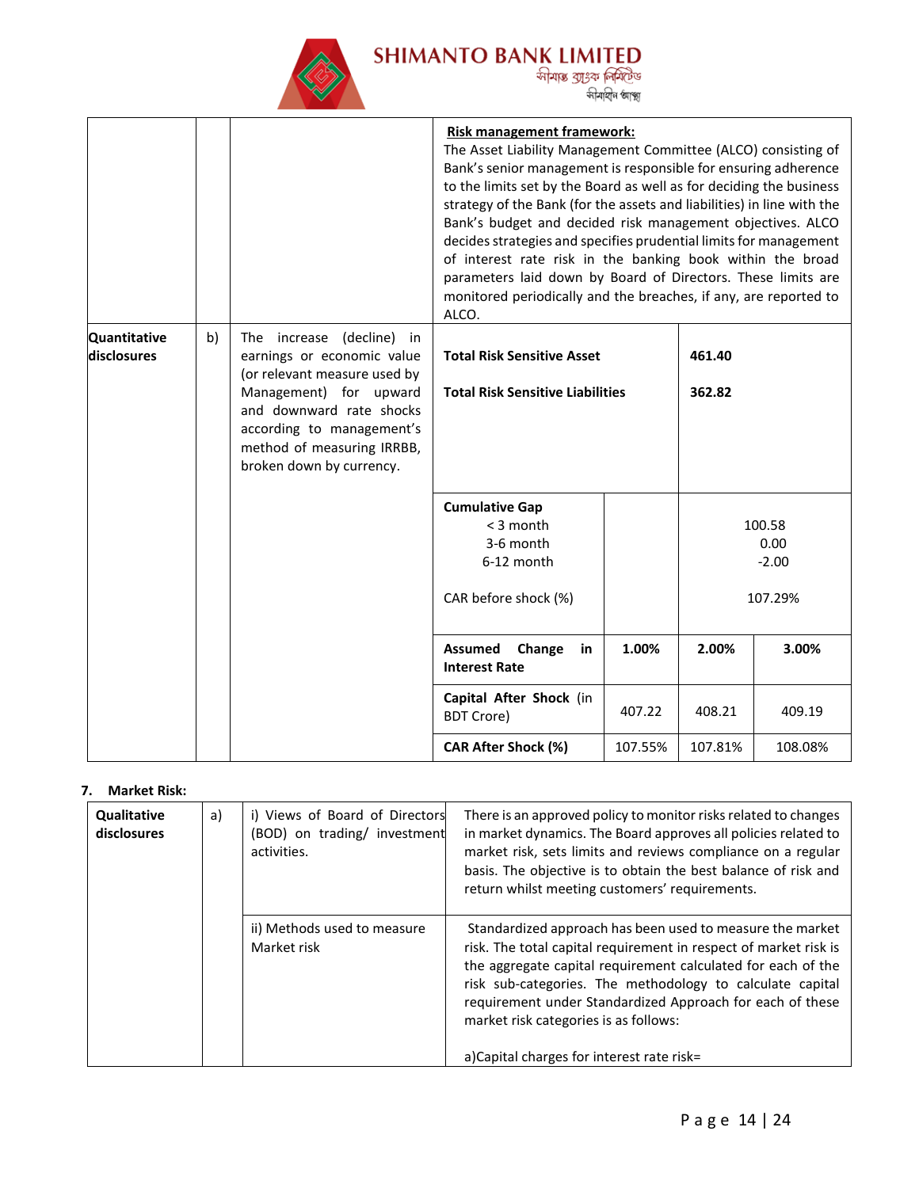| | | | | | | |
|---|---|---|---|---|---|---|
| | | | **Risk management framework:** The Asset Liability Management Committee (ALCO) consisting of Bank's senior management is responsible for ensuring adherence to the limits set by the Board as well as for deciding the business strategy of the Bank (for the assets and liabilities) in line with the Bank's budget and decided risk management objectives. ALCO decides strategies and specifies prudential limits for management of interest rate risk in the banking book within the broad parameters laid down by Board of Directors. These limits are monitored periodically and the breaches, if any, are reported to ALCO. | | | |
| **Quantitative disclosures** | b) | The increase (decline) in earnings or economic value (or relevant measure used by Management) for upward and downward rate shocks according to management's method of measuring IRRBB, broken down by currency. | **Total Risk Sensitive Asset** | | **461.40** | |
| | | | **Total Risk Sensitive Liabilities** | | **362.82** | |
| | | | **Cumulative Gap** | | | |
| | | | < 3 month | | 100.58 | |
| | | | 3-6 month | | 0.00 | |
| | | | 6-12 month | | -2.00 | |
| | | | CAR before shock (%) | | 107.29% | |
| | | | **Assumed Change in Interest Rate** | **1.00%** | **2.00%** | **3.00%** |
| | | | **Capital After Shock** (in BDT Crore) | 407.22 | 408.21 | 409.19 |
| | | | **CAR After Shock (%)** | 107.55% | 107.81% | 108.08% |

**7. Market Risk:**

| | | | |
|---|---|---|---|
| **Qualitative disclosures** | a) | i) Views of Board of Directors (BOD) on trading/ investment activities. | There is an approved policy to monitor risks related to changes in market dynamics. The Board approves all policies related to market risk, sets limits and reviews compliance on a regular basis. The objective is to obtain the best balance of risk and return whilst meeting customers' requirements. |
| | | ii) Methods used to measure Market risk | Standardized approach has been used to measure the market risk. The total capital requirement in respect of market risk is the aggregate capital requirement calculated for each of the risk sub-categories. The methodology to calculate capital requirement under Standardized Approach for each of these market risk categories is as follows:<br><br>a)Capital charges for interest rate risk= |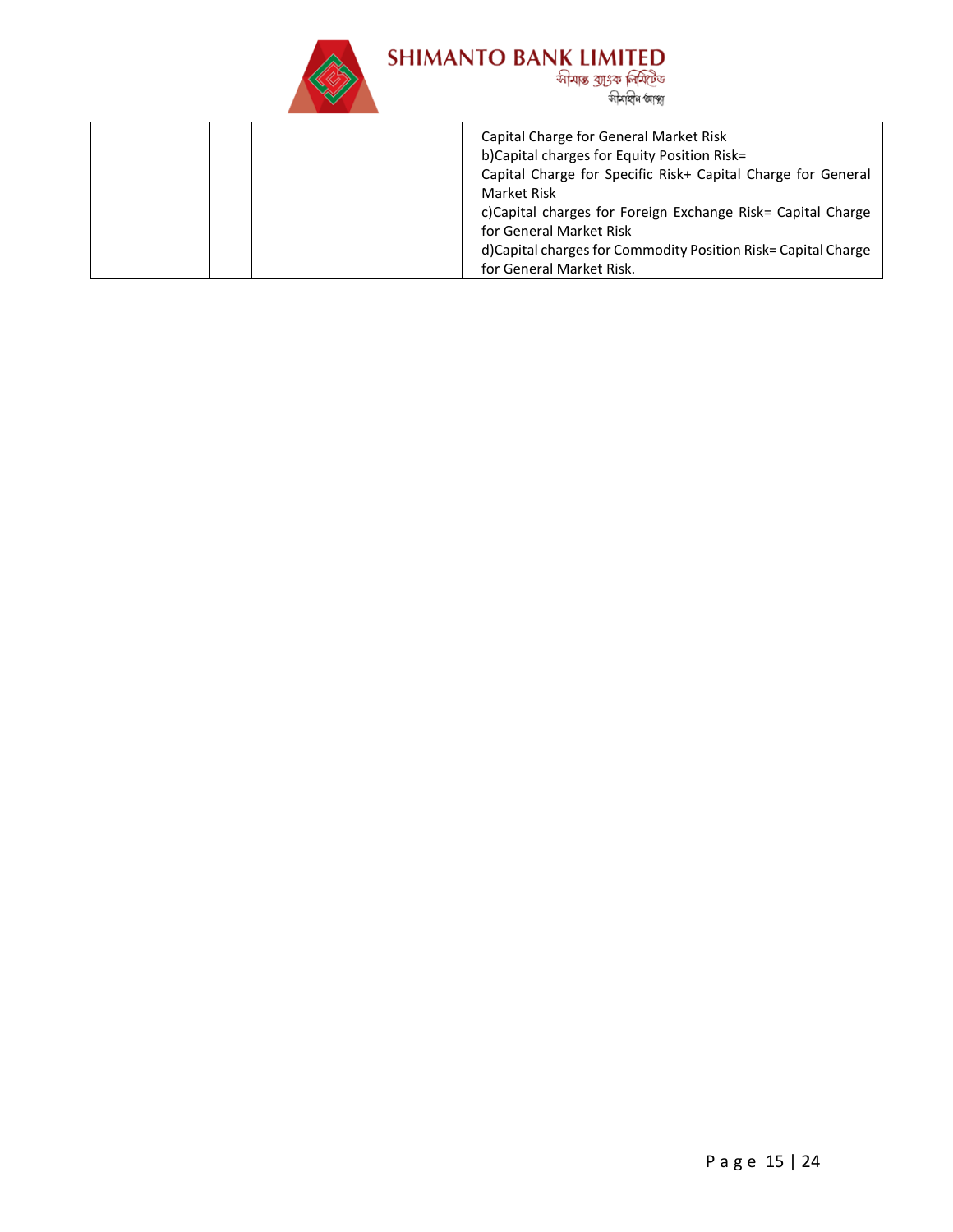| | | | |
|---|---|---|---|
| | | | Capital Charge for General Market Risk<br>b)Capital charges for Equity Position Risk=<br>Capital Charge for Specific Risk+ Capital Charge for General Market Risk<br>c)Capital charges for Foreign Exchange Risk= Capital Charge for General Market Risk<br>d)Capital charges for Commodity Position Risk= Capital Charge for General Market Risk. |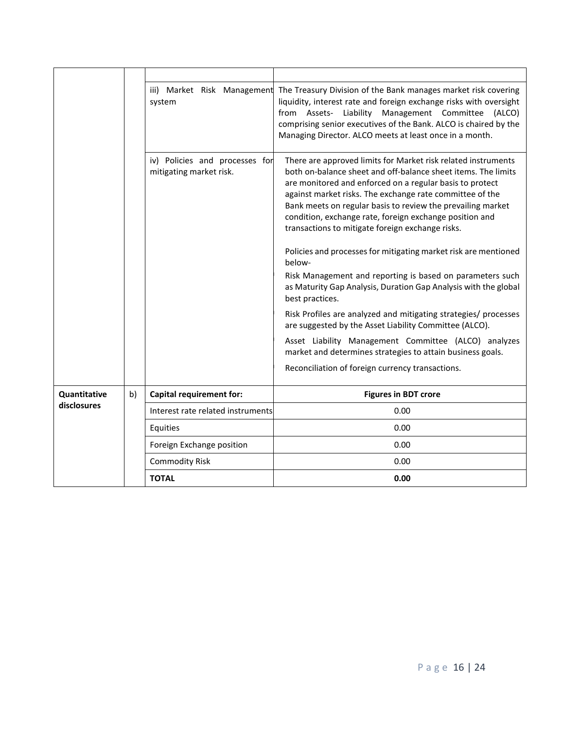| | | | |
|---|---|---|---|
| | | | |
| | | iii) Market Risk Management system | The Treasury Division of the Bank manages market risk covering liquidity, interest rate and foreign exchange risks with oversight from Assets- Liability Management Committee (ALCO) comprising senior executives of the Bank. ALCO is chaired by the Managing Director. ALCO meets at least once in a month. |
| | | iv) Policies and processes for mitigating market risk. | There are approved limits for Market risk related instruments both on-balance sheet and off-balance sheet items. The limits are monitored and enforced on a regular basis to protect against market risks. The exchange rate committee of the Bank meets on regular basis to review the prevailing market condition, exchange rate, foreign exchange position and transactions to mitigate foreign exchange risks.<br><br>Policies and processes for mitigating market risk are mentioned below-<br>- Risk Management and reporting is based on parameters such as Maturity Gap Analysis, Duration Gap Analysis with the global best practices.<br>- Risk Profiles are analyzed and mitigating strategies/ processes are suggested by the Asset Liability Committee (ALCO).<br>- Asset Liability Management Committee (ALCO) analyzes market and determines strategies to attain business goals.<br>- Reconciliation of foreign currency transactions. |
| **Quantitative disclosures** | b) | **Capital requirement for:** | **Figures in BDT crore** |
| | | Interest rate related instruments | 0.00 |
| | | Equities | 0.00 |
| | | Foreign Exchange position | 0.00 |
| | | Commodity Risk | 0.00 |
| | | **TOTAL** | **0.00** |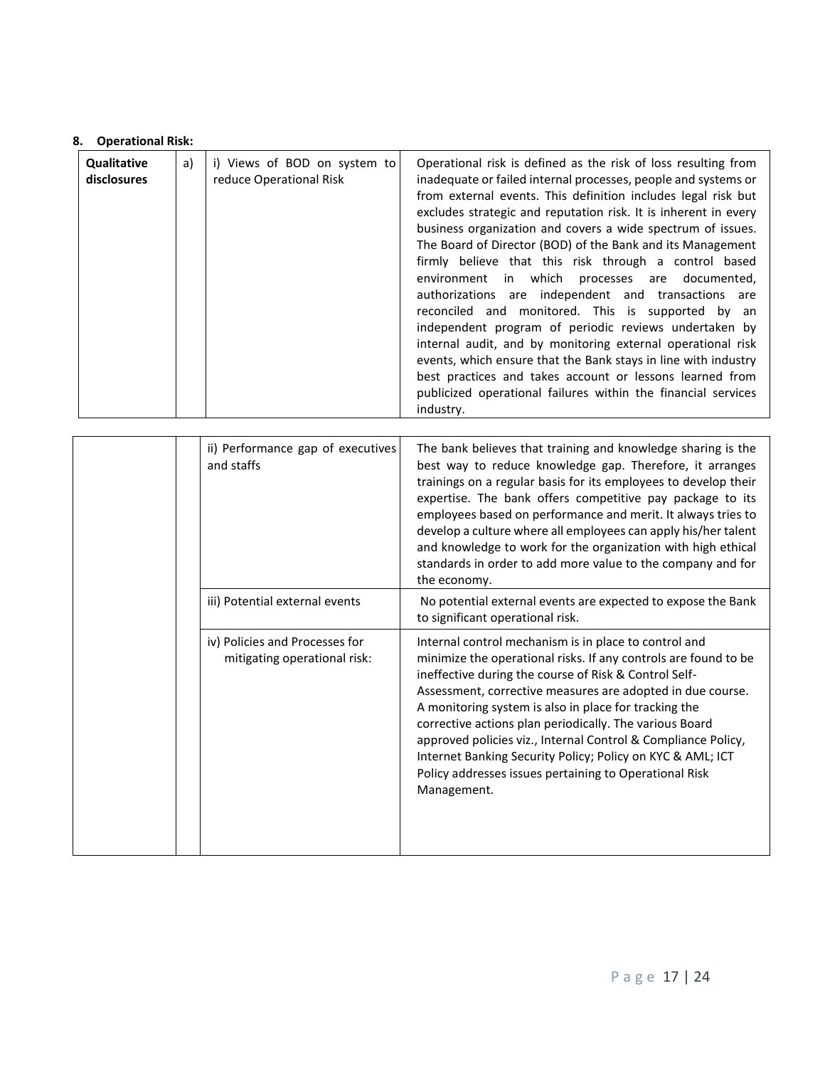**8. Operational Risk:**

| | | | |
|---|---|---|---|
| **Qualitative disclosures** | a) | i) Views of BOD on system to reduce Operational Risk | Operational risk is defined as the risk of loss resulting from inadequate or failed internal processes, people and systems or from external events. This definition includes legal risk but excludes strategic and reputation risk. It is inherent in every business organization and covers a wide spectrum of issues. The Board of Director (BOD) of the Bank and its Management firmly believe that this risk through a control based environment in which processes are documented, authorizations are independent and transactions are reconciled and monitored. This is supported by an independent program of periodic reviews undertaken by internal audit, and by monitoring external operational risk events, which ensure that the Bank stays in line with industry best practices and takes account or lessons learned from publicized operational failures within the financial services industry. |
| | | ii) Performance gap of executives and staffs | The bank believes that training and knowledge sharing is the best way to reduce knowledge gap. Therefore, it arranges trainings on a regular basis for its employees to develop their expertise. The bank offers competitive pay package to its employees based on performance and merit. It always tries to develop a culture where all employees can apply his/her talent and knowledge to work for the organization with high ethical standards in order to add more value to the company and for the economy. |
| | | iii) Potential external events | No potential external events are expected to expose the Bank to significant operational risk. |
| | | iv) Policies and Processes for mitigating operational risk: | Internal control mechanism is in place to control and minimize the operational risks. If any controls are found to be ineffective during the course of Risk & Control Self-Assessment, corrective measures are adopted in due course. A monitoring system is also in place for tracking the corrective actions plan periodically. The various Board approved policies viz., Internal Control & Compliance Policy, Internet Banking Security Policy; Policy on KYC & AML; ICT Policy addresses issues pertaining to Operational Risk Management. |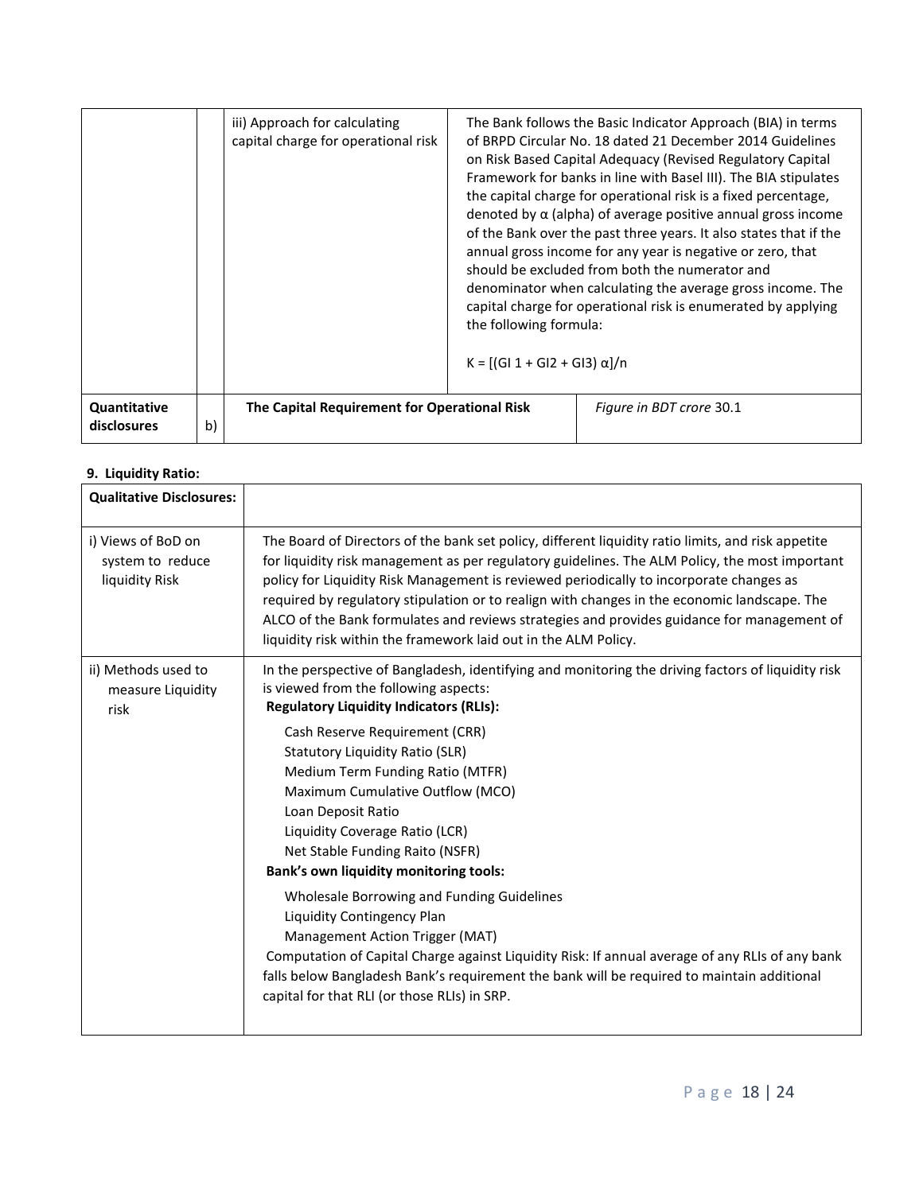|  |  | iii) Approach for calculating capital charge for operational risk | The Bank follows the Basic Indicator Approach (BIA) in terms of BRPD Circular No. 18 dated 21 December 2014 Guidelines on Risk Based Capital Adequacy (Revised Regulatory Capital Framework for banks in line with Basel III). The BIA stipulates the capital charge for operational risk is a fixed percentage, denoted by α (alpha) of average positive annual gross income of the Bank over the past three years. It also states that if the annual gross income for any year is negative or zero, that should be excluded from both the numerator and denominator when calculating the average gross income. The capital charge for operational risk is enumerated by applying the following formula: $K = [(GI\ 1 + GI2 + GI3)\ \alpha]/n$ |
|---|---|---|---|
| **Quantitative disclosures** | b) | **The Capital Requirement for Operational Risk** | *Figure in BDT crore* 30.1 |

**9. Liquidity Ratio:**

| **Qualitative Disclosures:** |  |
|---|---|
| i) Views of BoD on system to reduce liquidity Risk | The Board of Directors of the bank set policy, different liquidity ratio limits, and risk appetite for liquidity risk management as per regulatory guidelines. The ALM Policy, the most important policy for Liquidity Risk Management is reviewed periodically to incorporate changes as required by regulatory stipulation or to realign with changes in the economic landscape. The ALCO of the Bank formulates and reviews strategies and provides guidance for management of liquidity risk within the framework laid out in the ALM Policy. |
| ii) Methods used to measure Liquidity risk | In the perspective of Bangladesh, identifying and monitoring the driving factors of liquidity risk is viewed from the following aspects:<br>**Regulatory Liquidity Indicators (RLIs):**<br>Cash Reserve Requirement (CRR)<br>Statutory Liquidity Ratio (SLR)<br>Medium Term Funding Ratio (MTFR)<br>Maximum Cumulative Outflow (MCO)<br>Loan Deposit Ratio<br>Liquidity Coverage Ratio (LCR)<br>Net Stable Funding Raito (NSFR)<br>**Bank's own liquidity monitoring tools:**<br>Wholesale Borrowing and Funding Guidelines<br>Liquidity Contingency Plan<br>Management Action Trigger (MAT)<br>Computation of Capital Charge against Liquidity Risk: If annual average of any RLIs of any bank falls below Bangladesh Bank's requirement the bank will be required to maintain additional capital for that RLI (or those RLIs) in SRP. |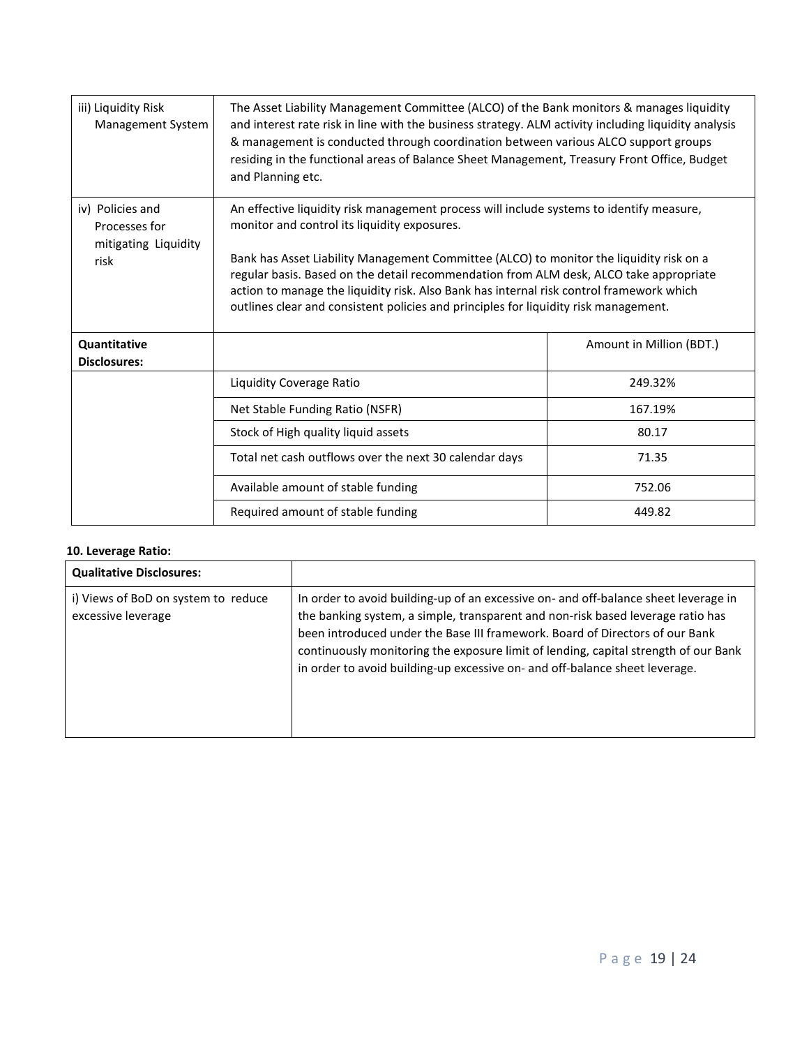| | | |
|---|---|---|
| iii) Liquidity Risk Management System | The Asset Liability Management Committee (ALCO) of the Bank monitors & manages liquidity and interest rate risk in line with the business strategy. ALM activity including liquidity analysis & management is conducted through coordination between various ALCO support groups residing in the functional areas of Balance Sheet Management, Treasury Front Office, Budget and Planning etc. | |
| iv) Policies and Processes for mitigating Liquidity risk | An effective liquidity risk management process will include systems to identify measure, monitor and control its liquidity exposures.<br><br>Bank has Asset Liability Management Committee (ALCO) to monitor the liquidity risk on a regular basis. Based on the detail recommendation from ALM desk, ALCO take appropriate action to manage the liquidity risk. Also Bank has internal risk control framework which outlines clear and consistent policies and principles for liquidity risk management. | |
| **Quantitative Disclosures:** | | Amount in Million (BDT.) |
| | Liquidity Coverage Ratio | 249.32% |
| | Net Stable Funding Ratio (NSFR) | 167.19% |
| | Stock of High quality liquid assets | 80.17 |
| | Total net cash outflows over the next 30 calendar days | 71.35 |
| | Available amount of stable funding | 752.06 |
| | Required amount of stable funding | 449.82 |

**10. Leverage Ratio:**

| **Qualitative Disclosures:** | |
|---|---|
| i) Views of BoD on system to reduce excessive leverage | In order to avoid building-up of an excessive on- and off-balance sheet leverage in the banking system, a simple, transparent and non-risk based leverage ratio has been introduced under the Base III framework. Board of Directors of our Bank continuously monitoring the exposure limit of lending, capital strength of our Bank in order to avoid building-up excessive on- and off-balance sheet leverage. |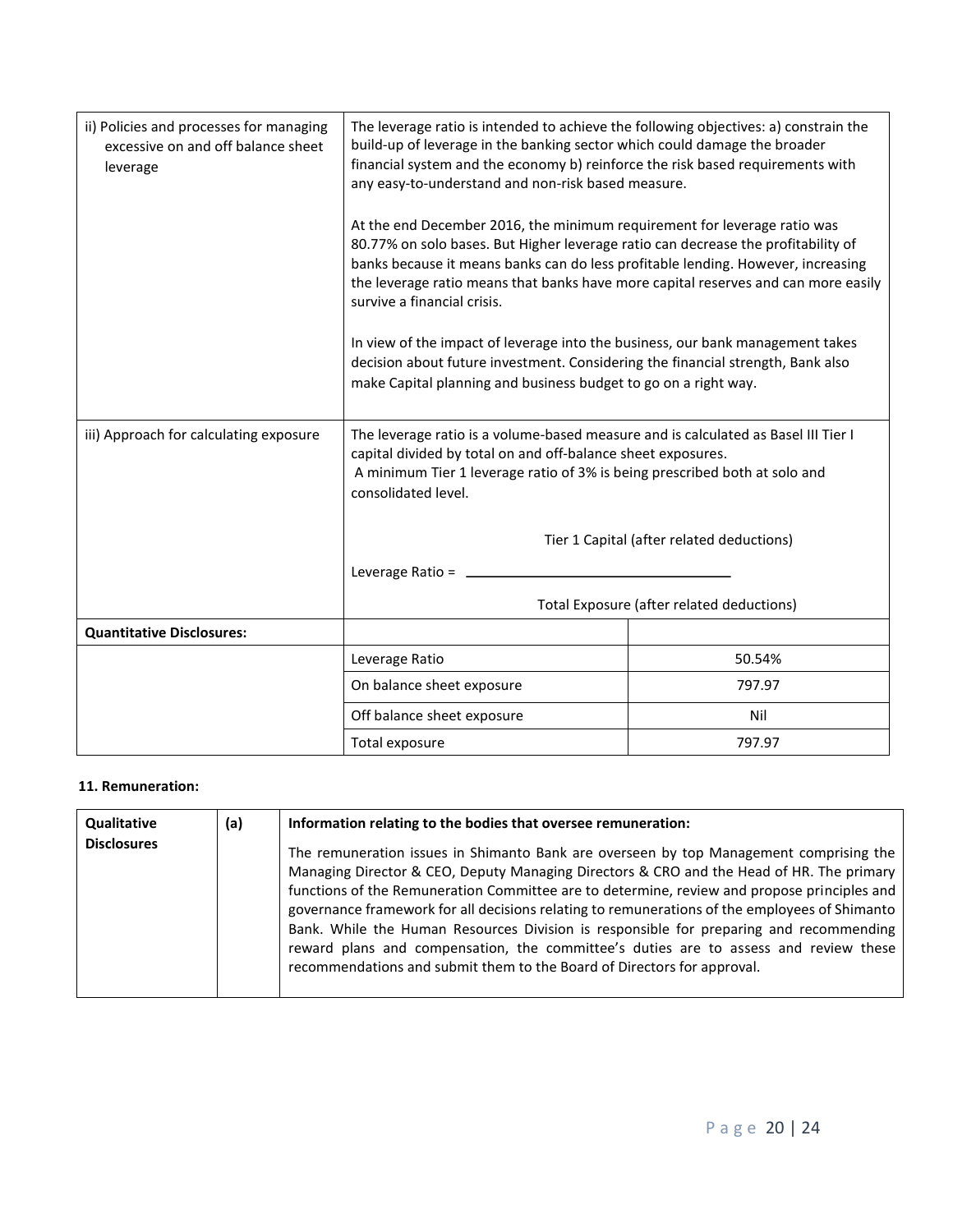| | | |
|---|---|---|
| ii) Policies and processes for managing excessive on and off balance sheet leverage | The leverage ratio is intended to achieve the following objectives: a) constrain the build-up of leverage in the banking sector which could damage the broader financial system and the economy b) reinforce the risk based requirements with any easy-to-understand and non-risk based measure.<br><br>At the end December 2016, the minimum requirement for leverage ratio was 80.77% on solo bases. But Higher leverage ratio can decrease the profitability of banks because it means banks can do less profitable lending. However, increasing the leverage ratio means that banks have more capital reserves and can more easily survive a financial crisis.<br><br>In view of the impact of leverage into the business, our bank management takes decision about future investment. Considering the financial strength, Bank also make Capital planning and business budget to go on a right way. | |
| iii) Approach for calculating exposure | The leverage ratio is a volume-based measure and is calculated as Basel III Tier I capital divided by total on and off-balance sheet exposures.<br>A minimum Tier 1 leverage ratio of 3% is being prescribed both at solo and consolidated level.<br><br>$$\text{Leverage Ratio} = \frac{\text{Tier 1 Capital (after related deductions)}}{\text{Total Exposure (after related deductions)}}$$ | |
| **Quantitative Disclosures:** | | |
| | Leverage Ratio | 50.54% |
| | On balance sheet exposure | 797.97 |
| | Off balance sheet exposure | Nil |
| | Total exposure | 797.97 |

**11. Remuneration:**

| | | |
|---|---|---|
| **Qualitative Disclosures** | **(a)** | **Information relating to the bodies that oversee remuneration:**<br><br>The remuneration issues in Shimanto Bank are overseen by top Management comprising the Managing Director & CEO, Deputy Managing Directors & CRO and the Head of HR. The primary functions of the Remuneration Committee are to determine, review and propose principles and governance framework for all decisions relating to remunerations of the employees of Shimanto Bank. While the Human Resources Division is responsible for preparing and recommending reward plans and compensation, the committee's duties are to assess and review these recommendations and submit them to the Board of Directors for approval. |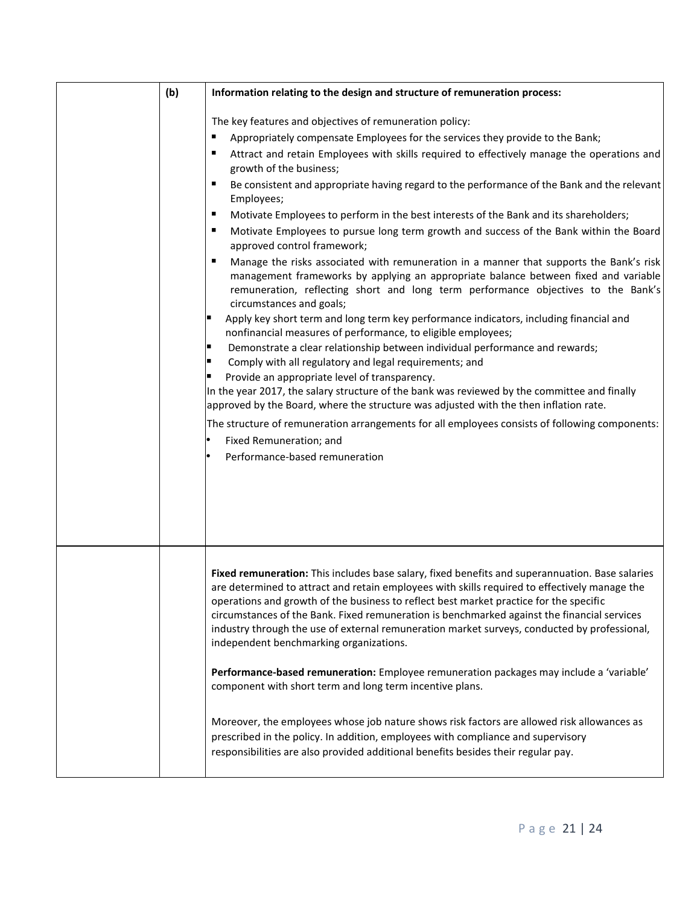**(b) Information relating to the design and structure of remuneration process:**

The key features and objectives of remuneration policy:

- Appropriately compensate Employees for the services they provide to the Bank;
- Attract and retain Employees with skills required to effectively manage the operations and growth of the business;
- Be consistent and appropriate having regard to the performance of the Bank and the relevant Employees;
- Motivate Employees to perform in the best interests of the Bank and its shareholders;
- Motivate Employees to pursue long term growth and success of the Bank within the Board approved control framework;
- Manage the risks associated with remuneration in a manner that supports the Bank's risk management frameworks by applying an appropriate balance between fixed and variable remuneration, reflecting short and long term performance objectives to the Bank's circumstances and goals;
- Apply key short term and long term key performance indicators, including financial and nonfinancial measures of performance, to eligible employees;
- Demonstrate a clear relationship between individual performance and rewards;
- Comply with all regulatory and legal requirements; and
- Provide an appropriate level of transparency.

In the year 2017, the salary structure of the bank was reviewed by the committee and finally approved by the Board, where the structure was adjusted with the then inflation rate.

The structure of remuneration arrangements for all employees consists of following components:

- Fixed Remuneration; and
- Performance-based remuneration

**Fixed remuneration:** This includes base salary, fixed benefits and superannuation. Base salaries are determined to attract and retain employees with skills required to effectively manage the operations and growth of the business to reflect best market practice for the specific circumstances of the Bank. Fixed remuneration is benchmarked against the financial services industry through the use of external remuneration market surveys, conducted by professional, independent benchmarking organizations.

**Performance-based remuneration:** Employee remuneration packages may include a 'variable' component with short term and long term incentive plans.

Moreover, the employees whose job nature shows risk factors are allowed risk allowances as prescribed in the policy. In addition, employees with compliance and supervisory responsibilities are also provided additional benefits besides their regular pay.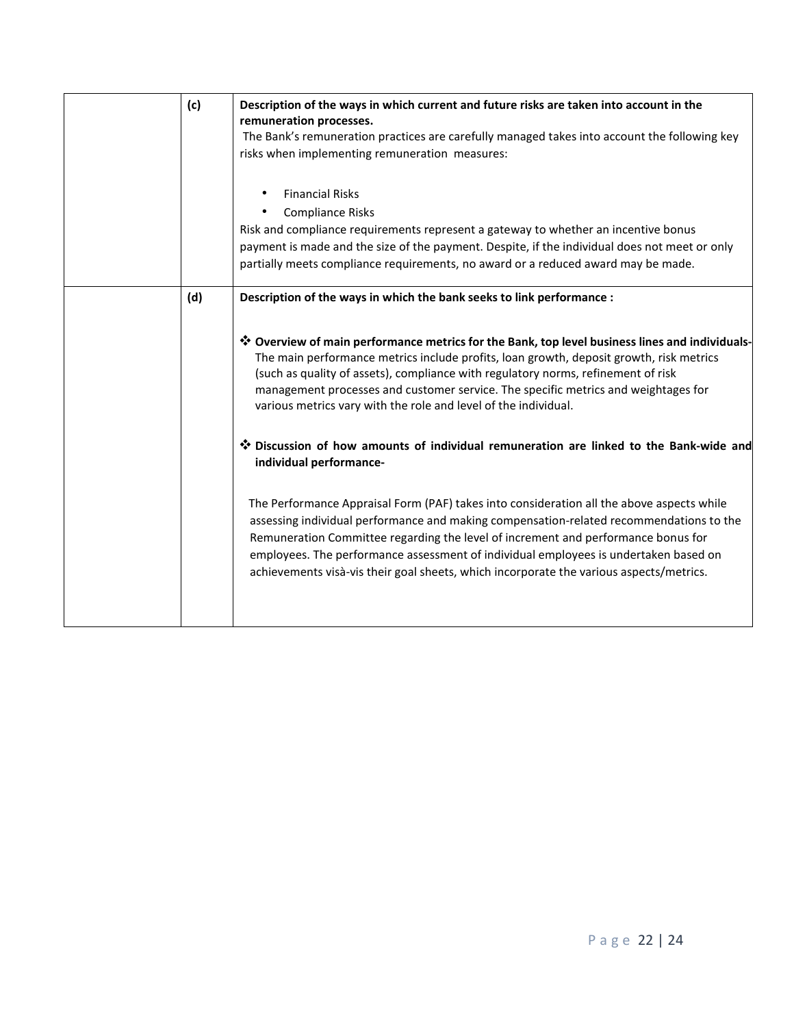| | | |
|---|---|---|
| | (c) | **Description of the ways in which current and future risks are taken into account in the remuneration processes.**<br>The Bank's remuneration practices are carefully managed takes into account the following key risks when implementing remuneration measures:<br><br>• Financial Risks<br>• Compliance Risks<br><br>Risk and compliance requirements represent a gateway to whether an incentive bonus payment is made and the size of the payment. Despite, if the individual does not meet or only partially meets compliance requirements, no award or a reduced award may be made. |
| | (d) | **Description of the ways in which the bank seeks to link performance :**<br><br>❖ **Overview of main performance metrics for the Bank, top level business lines and individuals-** The main performance metrics include profits, loan growth, deposit growth, risk metrics (such as quality of assets), compliance with regulatory norms, refinement of risk management processes and customer service. The specific metrics and weightages for various metrics vary with the role and level of the individual.<br><br>❖ **Discussion of how amounts of individual remuneration are linked to the Bank-wide and individual performance-**<br><br>The Performance Appraisal Form (PAF) takes into consideration all the above aspects while assessing individual performance and making compensation-related recommendations to the Remuneration Committee regarding the level of increment and performance bonus for employees. The performance assessment of individual employees is undertaken based on achievements visà-vis their goal sheets, which incorporate the various aspects/metrics. |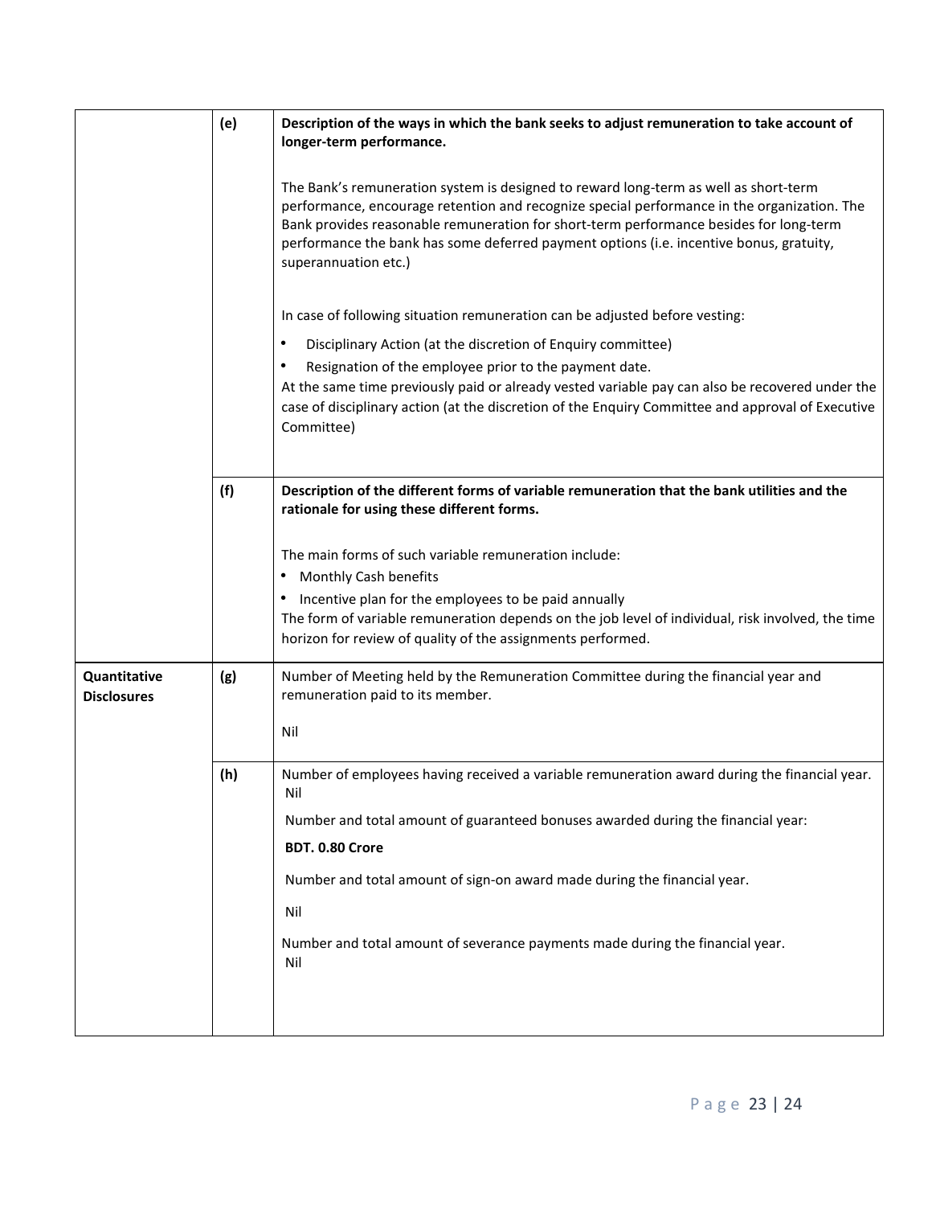| | | |
|---|---|---|
| | (e) | **Description of the ways in which the bank seeks to adjust remuneration to take account of longer-term performance.**<br><br>The Bank's remuneration system is designed to reward long-term as well as short-term performance, encourage retention and recognize special performance in the organization. The Bank provides reasonable remuneration for short-term performance besides for long-term performance the bank has some deferred payment options (i.e. incentive bonus, gratuity, superannuation etc.)<br><br>In case of following situation remuneration can be adjusted before vesting:<br>• Disciplinary Action (at the discretion of Enquiry committee)<br>• Resignation of the employee prior to the payment date.<br>At the same time previously paid or already vested variable pay can also be recovered under the case of disciplinary action (at the discretion of the Enquiry Committee and approval of Executive Committee) |
| | (f) | **Description of the different forms of variable remuneration that the bank utilities and the rationale for using these different forms.**<br><br>The main forms of such variable remuneration include:<br>• Monthly Cash benefits<br>• Incentive plan for the employees to be paid annually<br>The form of variable remuneration depends on the job level of individual, risk involved, the time horizon for review of quality of the assignments performed. |
| **Quantitative Disclosures** | (g) | Number of Meeting held by the Remuneration Committee during the financial year and remuneration paid to its member.<br><br>Nil |
| | (h) | Number of employees having received a variable remuneration award during the financial year.<br>Nil<br><br>Number and total amount of guaranteed bonuses awarded during the financial year:<br>**BDT. 0.80 Crore**<br><br>Number and total amount of sign-on award made during the financial year.<br>Nil<br><br>Number and total amount of severance payments made during the financial year.<br>Nil |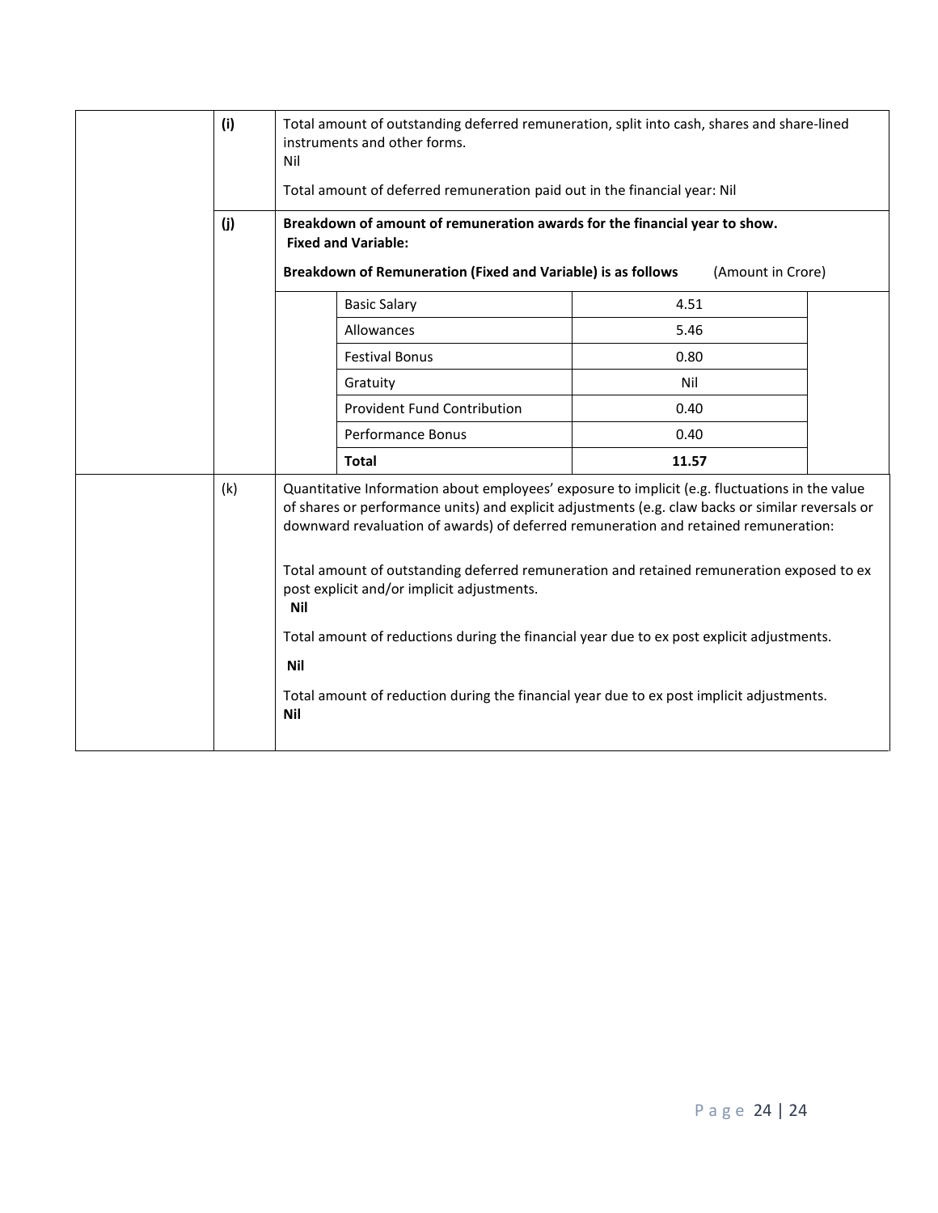| | | |
|---|---|---|
| | (i) | Total amount of outstanding deferred remuneration, split into cash, shares and share-lined instruments and other forms.<br>Nil<br><br>Total amount of deferred remuneration paid out in the financial year: Nil |
| | **(j)** | **Breakdown of amount of remuneration awards for the financial year to show. Fixed and Variable:**<br><br>**Breakdown of Remuneration (Fixed and Variable) is as follows** (Amount in Crore) |
| | (k) | Quantitative Information about employees' exposure to implicit (e.g. fluctuations in the value of shares or performance units) and explicit adjustments (e.g. claw backs or similar reversals or downward revaluation of awards) of deferred remuneration and retained remuneration:<br><br>Total amount of outstanding deferred remuneration and retained remuneration exposed to ex post explicit and/or implicit adjustments.<br>**Nil**<br><br>Total amount of reductions during the financial year due to ex post explicit adjustments.<br>**Nil**<br><br>Total amount of reduction during the financial year due to ex post implicit adjustments.<br>**Nil** |

| | |
|---|---|
| Basic Salary | 4.51 |
| Allowances | 5.46 |
| Festival Bonus | 0.80 |
| Gratuity | Nil |
| Provident Fund Contribution | 0.40 |
| Performance Bonus | 0.40 |
| **Total** | **11.57** |